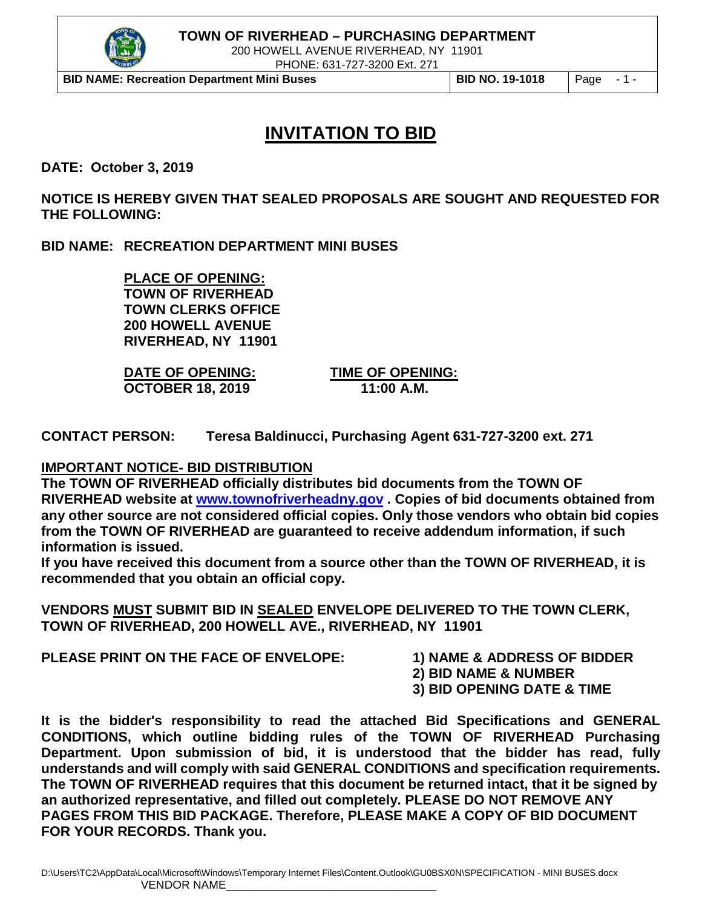**TOWN OF RIVERHEAD – PURCHASING DEPARTMENT**
200 HOWELL AVENUE RIVERHEAD, NY 11901
PHONE: 631-727-3200 Ext. 271

| BID NAME: Recreation Department Mini Buses | BID NO. 19-1018 |
|---|---|

# INVITATION TO BID

**DATE: October 3, 2019**

**NOTICE IS HEREBY GIVEN THAT SEALED PROPOSALS ARE SOUGHT AND REQUESTED FOR THE FOLLOWING:**

**BID NAME: RECREATION DEPARTMENT MINI BUSES**

**PLACE OF OPENING:**
**TOWN OF RIVERHEAD**
**TOWN CLERKS OFFICE**
**200 HOWELL AVENUE**
**RIVERHEAD, NY 11901**

| **DATE OF OPENING:** | **TIME OF OPENING:** |
|---|---|
| **OCTOBER 18, 2019** | **11:00 A.M.** |

**CONTACT PERSON: Teresa Baldinucci, Purchasing Agent 631-727-3200 ext. 271**

**IMPORTANT NOTICE- BID DISTRIBUTION**

**The TOWN OF RIVERHEAD officially distributes bid documents from the TOWN OF RIVERHEAD website at www.townofriverheadny.gov . Copies of bid documents obtained from any other source are not considered official copies. Only those vendors who obtain bid copies from the TOWN OF RIVERHEAD are guaranteed to receive addendum information, if such information is issued.**

**If you have received this document from a source other than the TOWN OF RIVERHEAD, it is recommended that you obtain an official copy.**

**VENDORS MUST SUBMIT BID IN SEALED ENVELOPE DELIVERED TO THE TOWN CLERK, TOWN OF RIVERHEAD, 200 HOWELL AVE., RIVERHEAD, NY 11901**

**PLEASE PRINT ON THE FACE OF ENVELOPE:**

1) **NAME & ADDRESS OF BIDDER**
2) **BID NAME & NUMBER**
3) **BID OPENING DATE & TIME**

**It is the bidder's responsibility to read the attached Bid Specifications and GENERAL CONDITIONS, which outline bidding rules of the TOWN OF RIVERHEAD Purchasing Department. Upon submission of bid, it is understood that the bidder has read, fully understands and will comply with said GENERAL CONDITIONS and specification requirements. The TOWN OF RIVERHEAD requires that this document be returned intact, that it be signed by an authorized representative, and filled out completely. PLEASE DO NOT REMOVE ANY PAGES FROM THIS BID PACKAGE. Therefore, PLEASE MAKE A COPY OF BID DOCUMENT FOR YOUR RECORDS. Thank you.**

D:\Users\TC2\AppData\Local\Microsoft\Windows\Temporary Internet Files\Content.Outlook\GU0BSX0N\SPECIFICATION - MINI BUSES.docx

VENDOR NAME_______________________________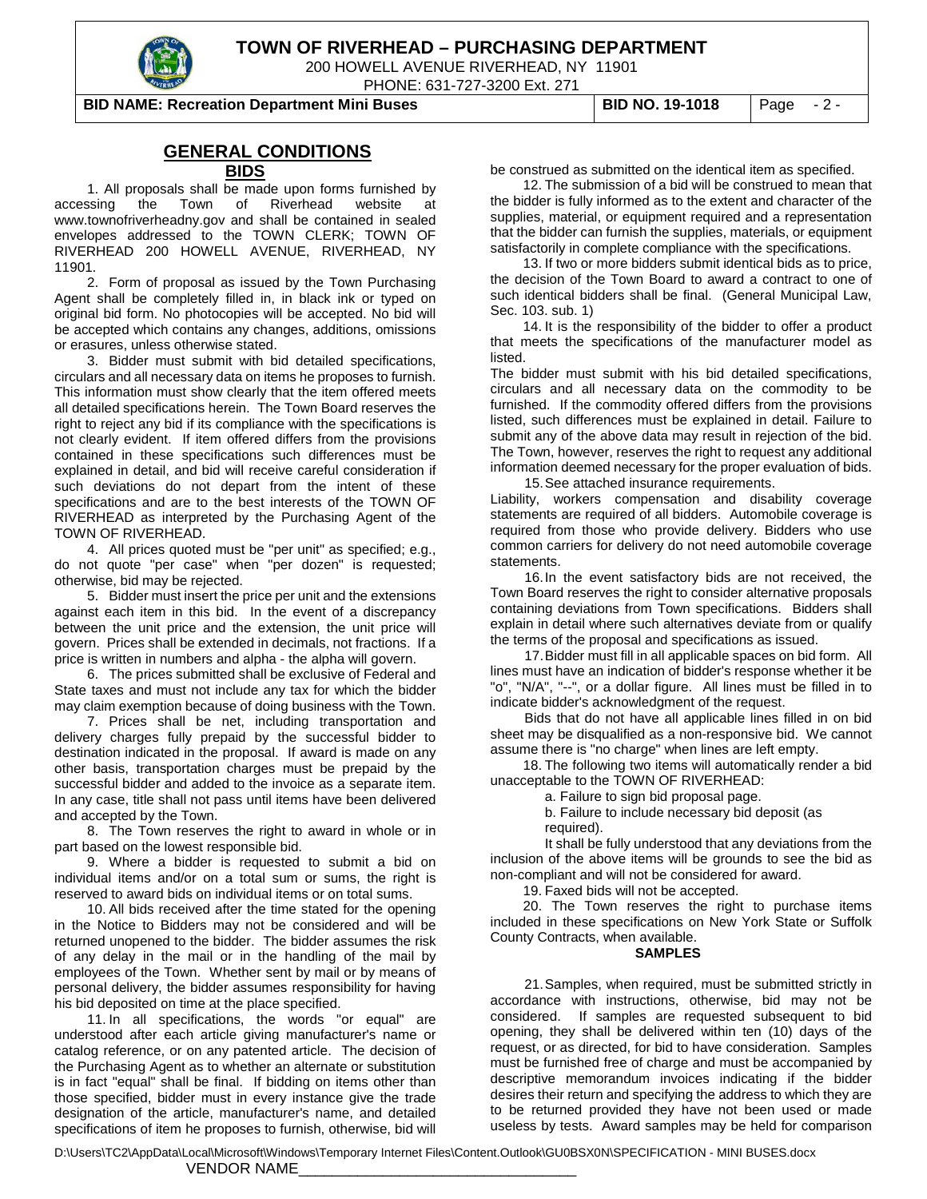## GENERAL CONDITIONS

### BIDS

1. All proposals shall be made upon forms furnished by accessing the Town of Riverhead website at www.townofriverheadny.gov and shall be contained in sealed envelopes addressed to the TOWN CLERK; TOWN OF RIVERHEAD 200 HOWELL AVENUE, RIVERHEAD, NY 11901.

2. Form of proposal as issued by the Town Purchasing Agent shall be completely filled in, in black ink or typed on original bid form. No photocopies will be accepted. No bid will be accepted which contains any changes, additions, omissions or erasures, unless otherwise stated.

3. Bidder must submit with bid detailed specifications, circulars and all necessary data on items he proposes to furnish. This information must show clearly that the item offered meets all detailed specifications herein. The Town Board reserves the right to reject any bid if its compliance with the specifications is not clearly evident. If item offered differs from the provisions contained in these specifications such differences must be explained in detail, and bid will receive careful consideration if such deviations do not depart from the intent of these specifications and are to the best interests of the TOWN OF RIVERHEAD as interpreted by the Purchasing Agent of the TOWN OF RIVERHEAD.

4. All prices quoted must be "per unit" as specified; e.g., do not quote "per case" when "per dozen" is requested; otherwise, bid may be rejected.

5. Bidder must insert the price per unit and the extensions against each item in this bid. In the event of a discrepancy between the unit price and the extension, the unit price will govern. Prices shall be extended in decimals, not fractions. If a price is written in numbers and alpha - the alpha will govern.

6. The prices submitted shall be exclusive of Federal and State taxes and must not include any tax for which the bidder may claim exemption because of doing business with the Town.

7. Prices shall be net, including transportation and delivery charges fully prepaid by the successful bidder to destination indicated in the proposal. If award is made on any other basis, transportation charges must be prepaid by the successful bidder and added to the invoice as a separate item. In any case, title shall not pass until items have been delivered and accepted by the Town.

8. The Town reserves the right to award in whole or in part based on the lowest responsible bid.

9. Where a bidder is requested to submit a bid on individual items and/or on a total sum or sums, the right is reserved to award bids on individual items or on total sums.

10. All bids received after the time stated for the opening in the Notice to Bidders may not be considered and will be returned unopened to the bidder. The bidder assumes the risk of any delay in the mail or in the handling of the mail by employees of the Town. Whether sent by mail or by means of personal delivery, the bidder assumes responsibility for having his bid deposited on time at the place specified.

11. In all specifications, the words "or equal" are understood after each article giving manufacturer's name or catalog reference, or on any patented article. The decision of the Purchasing Agent as to whether an alternate or substitution is in fact "equal" shall be final. If bidding on items other than those specified, bidder must in every instance give the trade designation of the article, manufacturer's name, and detailed specifications of item he proposes to furnish, otherwise, bid will be construed as submitted on the identical item as specified.

12. The submission of a bid will be construed to mean that the bidder is fully informed as to the extent and character of the supplies, material, or equipment required and a representation that the bidder can furnish the supplies, materials, or equipment satisfactorily in complete compliance with the specifications.

13. If two or more bidders submit identical bids as to price, the decision of the Town Board to award a contract to one of such identical bidders shall be final. (General Municipal Law, Sec. 103. sub. 1)

14. It is the responsibility of the bidder to offer a product that meets the specifications of the manufacturer model as listed.

The bidder must submit with his bid detailed specifications, circulars and all necessary data on the commodity to be furnished. If the commodity offered differs from the provisions listed, such differences must be explained in detail. Failure to submit any of the above data may result in rejection of the bid. The Town, however, reserves the right to request any additional information deemed necessary for the proper evaluation of bids.

15. See attached insurance requirements.

Liability, workers compensation and disability coverage statements are required of all bidders. Automobile coverage is required from those who provide delivery. Bidders who use common carriers for delivery do not need automobile coverage statements.

16. In the event satisfactory bids are not received, the Town Board reserves the right to consider alternative proposals containing deviations from Town specifications. Bidders shall explain in detail where such alternatives deviate from or qualify the terms of the proposal and specifications as issued.

17. Bidder must fill in all applicable spaces on bid form. All lines must have an indication of bidder's response whether it be "o", "N/A", "--", or a dollar figure. All lines must be filled in to indicate bidder's acknowledgment of the request.

Bids that do not have all applicable lines filled in on bid sheet may be disqualified as a non-responsive bid. We cannot assume there is "no charge" when lines are left empty.

18. The following two items will automatically render a bid unacceptable to the TOWN OF RIVERHEAD:

a. Failure to sign bid proposal page.

b. Failure to include necessary bid deposit (as required).

It shall be fully understood that any deviations from the inclusion of the above items will be grounds to see the bid as non-compliant and will not be considered for award.

19. Faxed bids will not be accepted.

20. The Town reserves the right to purchase items included in these specifications on New York State or Suffolk County Contracts, when available.

### SAMPLES

21. Samples, when required, must be submitted strictly in accordance with instructions, otherwise, bid may not be considered. If samples are requested subsequent to bid opening, they shall be delivered within ten (10) days of the request, or as directed, for bid to have consideration. Samples must be furnished free of charge and must be accompanied by descriptive memorandum invoices indicating if the bidder desires their return and specifying the address to which they are to be returned provided they have not been used or made useless by tests. Award samples may be held for comparison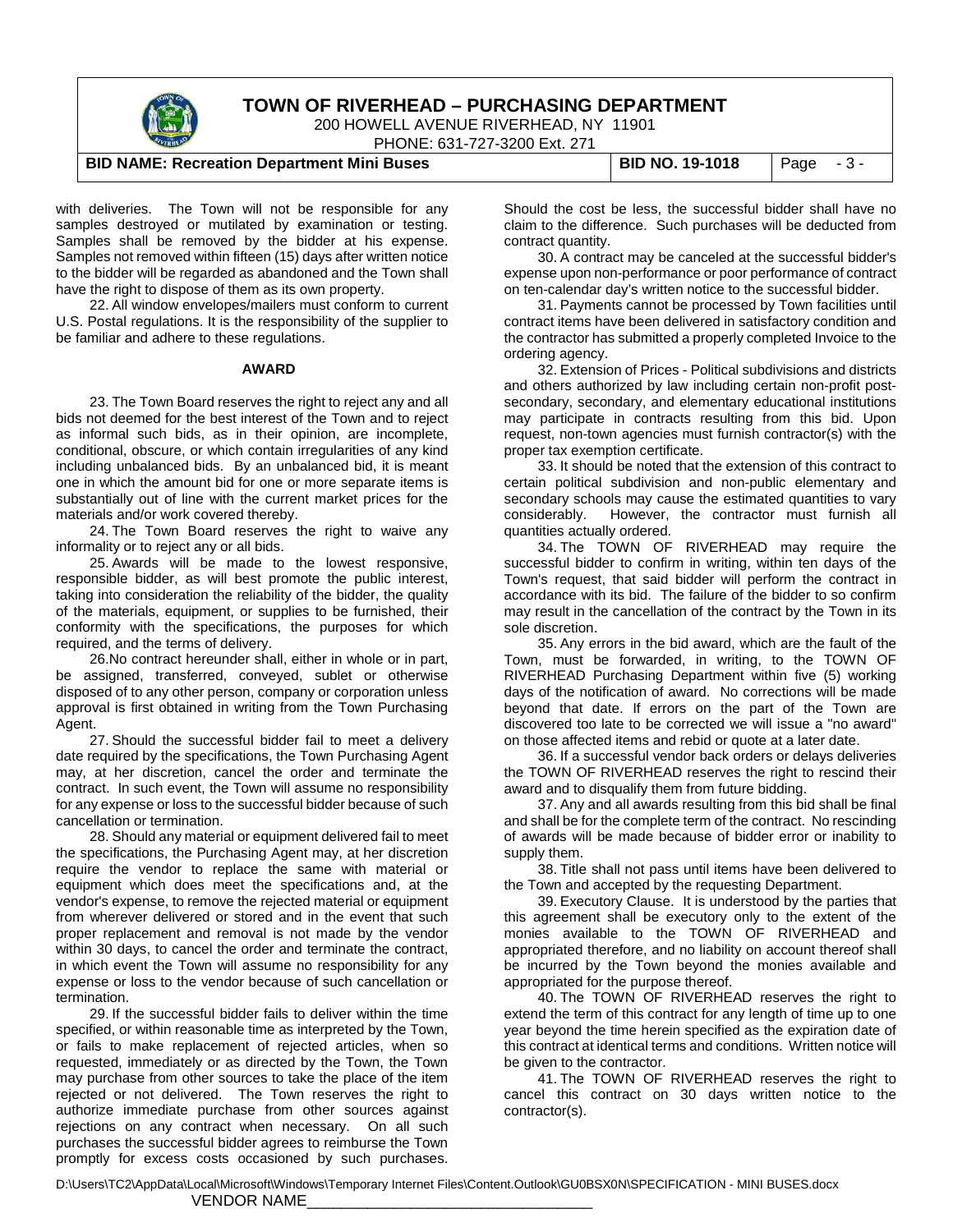with deliveries. The Town will not be responsible for any samples destroyed or mutilated by examination or testing. Samples shall be removed by the bidder at his expense. Samples not removed within fifteen (15) days after written notice to the bidder will be regarded as abandoned and the Town shall have the right to dispose of them as its own property.

22. All window envelopes/mailers must conform to current U.S. Postal regulations. It is the responsibility of the supplier to be familiar and adhere to these regulations.

**AWARD**

23. The Town Board reserves the right to reject any and all bids not deemed for the best interest of the Town and to reject as informal such bids, as in their opinion, are incomplete, conditional, obscure, or which contain irregularities of any kind including unbalanced bids. By an unbalanced bid, it is meant one in which the amount bid for one or more separate items is substantially out of line with the current market prices for the materials and/or work covered thereby.

24. The Town Board reserves the right to waive any informality or to reject any or all bids.

25. Awards will be made to the lowest responsive, responsible bidder, as will best promote the public interest, taking into consideration the reliability of the bidder, the quality of the materials, equipment, or supplies to be furnished, their conformity with the specifications, the purposes for which required, and the terms of delivery.

26. No contract hereunder shall, either in whole or in part, be assigned, transferred, conveyed, sublet or otherwise disposed of to any other person, company or corporation unless approval is first obtained in writing from the Town Purchasing Agent.

27. Should the successful bidder fail to meet a delivery date required by the specifications, the Town Purchasing Agent may, at her discretion, cancel the order and terminate the contract. In such event, the Town will assume no responsibility for any expense or loss to the successful bidder because of such cancellation or termination.

28. Should any material or equipment delivered fail to meet the specifications, the Purchasing Agent may, at her discretion require the vendor to replace the same with material or equipment which does meet the specifications and, at the vendor's expense, to remove the rejected material or equipment from wherever delivered or stored and in the event that such proper replacement and removal is not made by the vendor within 30 days, to cancel the order and terminate the contract, in which event the Town will assume no responsibility for any expense or loss to the vendor because of such cancellation or termination.

29. If the successful bidder fails to deliver within the time specified, or within reasonable time as interpreted by the Town, or fails to make replacement of rejected articles, when so requested, immediately or as directed by the Town, the Town may purchase from other sources to take the place of the item rejected or not delivered. The Town reserves the right to authorize immediate purchase from other sources against rejections on any contract when necessary. On all such purchases the successful bidder agrees to reimburse the Town promptly for excess costs occasioned by such purchases. Should the cost be less, the successful bidder shall have no claim to the difference. Such purchases will be deducted from contract quantity.

30. A contract may be canceled at the successful bidder's expense upon non-performance or poor performance of contract on ten-calendar day's written notice to the successful bidder.

31. Payments cannot be processed by Town facilities until contract items have been delivered in satisfactory condition and the contractor has submitted a properly completed Invoice to the ordering agency.

32. Extension of Prices - Political subdivisions and districts and others authorized by law including certain non-profit post-secondary, secondary, and elementary educational institutions may participate in contracts resulting from this bid. Upon request, non-town agencies must furnish contractor(s) with the proper tax exemption certificate.

33. It should be noted that the extension of this contract to certain political subdivision and non-public elementary and secondary schools may cause the estimated quantities to vary considerably. However, the contractor must furnish all quantities actually ordered.

34. The TOWN OF RIVERHEAD may require the successful bidder to confirm in writing, within ten days of the Town's request, that said bidder will perform the contract in accordance with its bid. The failure of the bidder to so confirm may result in the cancellation of the contract by the Town in its sole discretion.

35. Any errors in the bid award, which are the fault of the Town, must be forwarded, in writing, to the TOWN OF RIVERHEAD Purchasing Department within five (5) working days of the notification of award. No corrections will be made beyond that date. If errors on the part of the Town are discovered too late to be corrected we will issue a "no award" on those affected items and rebid or quote at a later date.

36. If a successful vendor back orders or delays deliveries the TOWN OF RIVERHEAD reserves the right to rescind their award and to disqualify them from future bidding.

37. Any and all awards resulting from this bid shall be final and shall be for the complete term of the contract. No rescinding of awards will be made because of bidder error or inability to supply them.

38. Title shall not pass until items have been delivered to the Town and accepted by the requesting Department.

39. Executory Clause. It is understood by the parties that this agreement shall be executory only to the extent of the monies available to the TOWN OF RIVERHEAD and appropriated therefore, and no liability on account thereof shall be incurred by the Town beyond the monies available and appropriated for the purpose thereof.

40. The TOWN OF RIVERHEAD reserves the right to extend the term of this contract for any length of time up to one year beyond the time herein specified as the expiration date of this contract at identical terms and conditions. Written notice will be given to the contractor.

41. The TOWN OF RIVERHEAD reserves the right to cancel this contract on 30 days written notice to the contractor(s).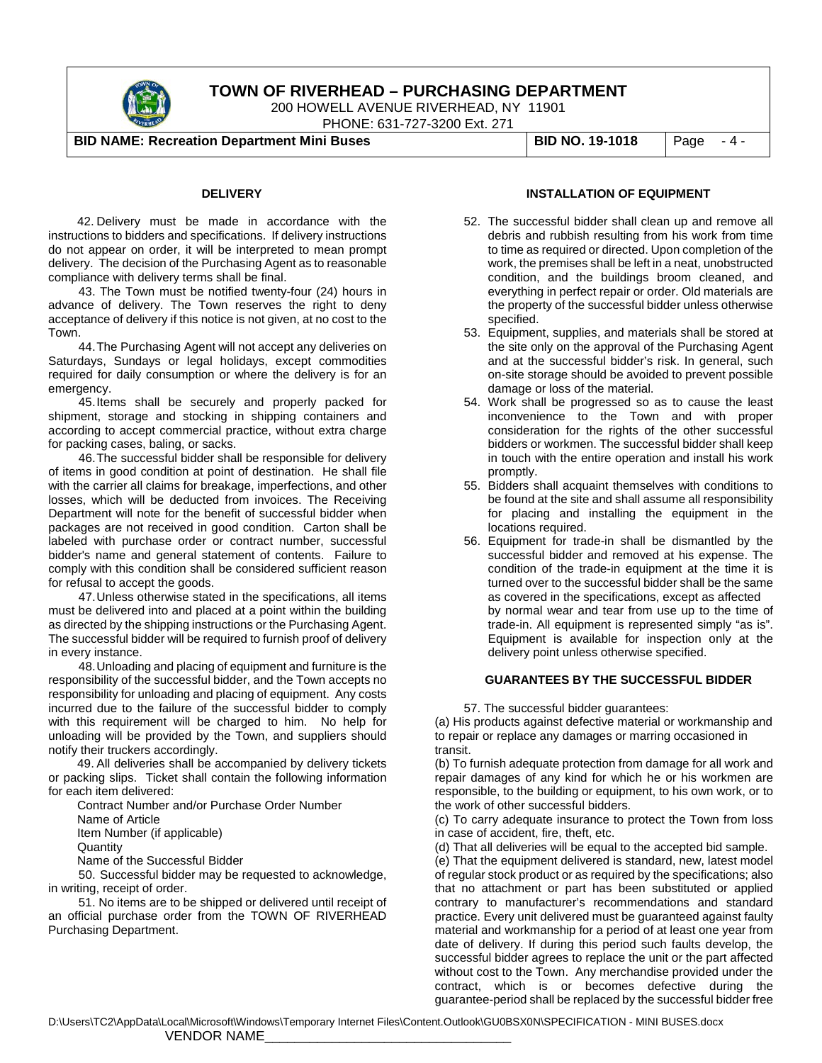## DELIVERY

42. Delivery must be made in accordance with the instructions to bidders and specifications. If delivery instructions do not appear on order, it will be interpreted to mean prompt delivery. The decision of the Purchasing Agent as to reasonable compliance with delivery terms shall be final.

43. The Town must be notified twenty-four (24) hours in advance of delivery. The Town reserves the right to deny acceptance of delivery if this notice is not given, at no cost to the Town.

44. The Purchasing Agent will not accept any deliveries on Saturdays, Sundays or legal holidays, except commodities required for daily consumption or where the delivery is for an emergency.

45. Items shall be securely and properly packed for shipment, storage and stocking in shipping containers and according to accept commercial practice, without extra charge for packing cases, baling, or sacks.

46. The successful bidder shall be responsible for delivery of items in good condition at point of destination. He shall file with the carrier all claims for breakage, imperfections, and other losses, which will be deducted from invoices. The Receiving Department will note for the benefit of successful bidder when packages are not received in good condition. Carton shall be labeled with purchase order or contract number, successful bidder's name and general statement of contents. Failure to comply with this condition shall be considered sufficient reason for refusal to accept the goods.

47. Unless otherwise stated in the specifications, all items must be delivered into and placed at a point within the building as directed by the shipping instructions or the Purchasing Agent. The successful bidder will be required to furnish proof of delivery in every instance.

48. Unloading and placing of equipment and furniture is the responsibility of the successful bidder, and the Town accepts no responsibility for unloading and placing of equipment. Any costs incurred due to the failure of the successful bidder to comply with this requirement will be charged to him. No help for unloading will be provided by the Town, and suppliers should notify their truckers accordingly.

49. All deliveries shall be accompanied by delivery tickets or packing slips. Ticket shall contain the following information for each item delivered:

Contract Number and/or Purchase Order Number
Name of Article
Item Number (if applicable)
Quantity
Name of the Successful Bidder

50. Successful bidder may be requested to acknowledge, in writing, receipt of order.

51. No items are to be shipped or delivered until receipt of an official purchase order from the TOWN OF RIVERHEAD Purchasing Department.

## INSTALLATION OF EQUIPMENT

52. The successful bidder shall clean up and remove all debris and rubbish resulting from his work from time to time as required or directed. Upon completion of the work, the premises shall be left in a neat, unobstructed condition, and the buildings broom cleaned, and everything in perfect repair or order. Old materials are the property of the successful bidder unless otherwise specified.
53. Equipment, supplies, and materials shall be stored at the site only on the approval of the Purchasing Agent and at the successful bidder's risk. In general, such on-site storage should be avoided to prevent possible damage or loss of the material.
54. Work shall be progressed so as to cause the least inconvenience to the Town and with proper consideration for the rights of the other successful bidders or workmen. The successful bidder shall keep in touch with the entire operation and install his work promptly.
55. Bidders shall acquaint themselves with conditions to be found at the site and shall assume all responsibility for placing and installing the equipment in the locations required.
56. Equipment for trade-in shall be dismantled by the successful bidder and removed at his expense. The condition of the trade-in equipment at the time it is turned over to the successful bidder shall be the same as covered in the specifications, except as affected by normal wear and tear from use up to the time of trade-in. All equipment is represented simply "as is". Equipment is available for inspection only at the delivery point unless otherwise specified.

## GUARANTEES BY THE SUCCESSFUL BIDDER

57. The successful bidder guarantees:

(a) His products against defective material or workmanship and to repair or replace any damages or marring occasioned in transit.

(b) To furnish adequate protection from damage for all work and repair damages of any kind for which he or his workmen are responsible, to the building or equipment, to his own work, or to the work of other successful bidders.

(c) To carry adequate insurance to protect the Town from loss in case of accident, fire, theft, etc.

(d) That all deliveries will be equal to the accepted bid sample.

(e) That the equipment delivered is standard, new, latest model of regular stock product or as required by the specifications; also that no attachment or part has been substituted or applied contrary to manufacturer's recommendations and standard practice. Every unit delivered must be guaranteed against faulty material and workmanship for a period of at least one year from date of delivery. If during this period such faults develop, the successful bidder agrees to replace the unit or the part affected without cost to the Town. Any merchandise provided under the contract, which is or becomes defective during the guarantee-period shall be replaced by the successful bidder free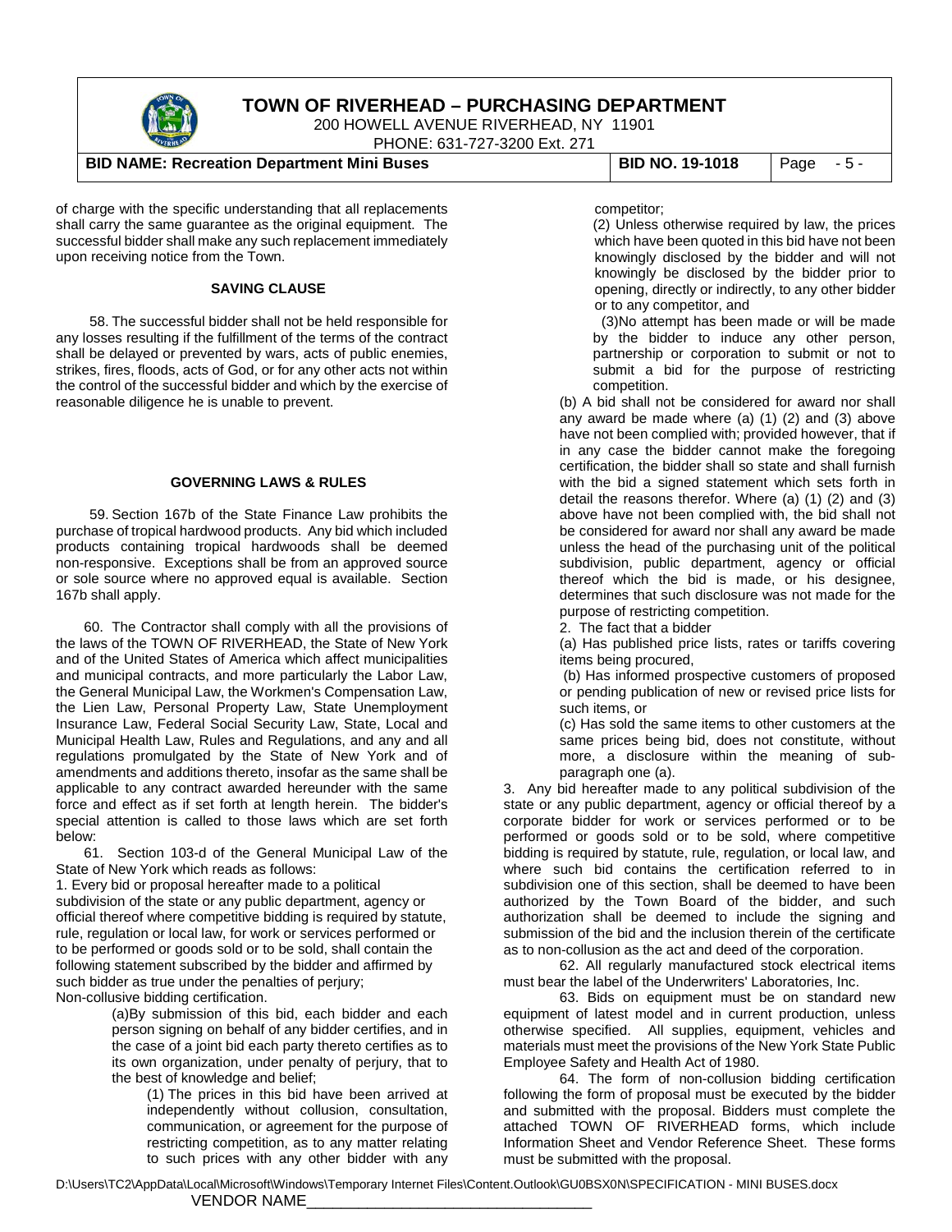of charge with the specific understanding that all replacements shall carry the same guarantee as the original equipment. The successful bidder shall make any such replacement immediately upon receiving notice from the Town.

**SAVING CLAUSE**

58. The successful bidder shall not be held responsible for any losses resulting if the fulfillment of the terms of the contract shall be delayed or prevented by wars, acts of public enemies, strikes, fires, floods, acts of God, or for any other acts not within the control of the successful bidder and which by the exercise of reasonable diligence he is unable to prevent.

**GOVERNING LAWS & RULES**

59. Section 167b of the State Finance Law prohibits the purchase of tropical hardwood products. Any bid which included products containing tropical hardwoods shall be deemed non-responsive. Exceptions shall be from an approved source or sole source where no approved equal is available. Section 167b shall apply.

60. The Contractor shall comply with all the provisions of the laws of the TOWN OF RIVERHEAD, the State of New York and of the United States of America which affect municipalities and municipal contracts, and more particularly the Labor Law, the General Municipal Law, the Workmen's Compensation Law, the Lien Law, Personal Property Law, State Unemployment Insurance Law, Federal Social Security Law, State, Local and Municipal Health Law, Rules and Regulations, and any and all regulations promulgated by the State of New York and of amendments and additions thereto, insofar as the same shall be applicable to any contract awarded hereunder with the same force and effect as if set forth at length herein. The bidder's special attention is called to those laws which are set forth below:

61. Section 103-d of the General Municipal Law of the State of New York which reads as follows:

1. Every bid or proposal hereafter made to a political subdivision of the state or any public department, agency or official thereof where competitive bidding is required by statute, rule, regulation or local law, for work or services performed or to be performed or goods sold or to be sold, shall contain the following statement subscribed by the bidder and affirmed by such bidder as true under the penalties of perjury;

Non-collusive bidding certification.

(a)By submission of this bid, each bidder and each person signing on behalf of any bidder certifies, and in the case of a joint bid each party thereto certifies as to its own organization, under penalty of perjury, that to the best of knowledge and belief;

(1) The prices in this bid have been arrived at independently without collusion, consultation, communication, or agreement for the purpose of restricting competition, as to any matter relating to such prices with any other bidder with any competitor;

(2) Unless otherwise required by law, the prices which have been quoted in this bid have not been knowingly disclosed by the bidder and will not knowingly be disclosed by the bidder prior to opening, directly or indirectly, to any other bidder or to any competitor, and

(3)No attempt has been made or will be made by the bidder to induce any other person, partnership or corporation to submit or not to submit a bid for the purpose of restricting competition.

(b) A bid shall not be considered for award nor shall any award be made where (a) (1) (2) and (3) above have not been complied with; provided however, that if in any case the bidder cannot make the foregoing certification, the bidder shall so state and shall furnish with the bid a signed statement which sets forth in detail the reasons therefor. Where (a) (1) (2) and (3) above have not been complied with, the bid shall not be considered for award nor shall any award be made unless the head of the purchasing unit of the political subdivision, public department, agency or official thereof which the bid is made, or his designee, determines that such disclosure was not made for the purpose of restricting competition.

2. The fact that a bidder

(a) Has published price lists, rates or tariffs covering items being procured,

(b) Has informed prospective customers of proposed or pending publication of new or revised price lists for such items, or

(c) Has sold the same items to other customers at the same prices being bid, does not constitute, without more, a disclosure within the meaning of sub-paragraph one (a).

3. Any bid hereafter made to any political subdivision of the state or any public department, agency or official thereof by a corporate bidder for work or services performed or to be performed or goods sold or to be sold, where competitive bidding is required by statute, rule, regulation, or local law, and where such bid contains the certification referred to in subdivision one of this section, shall be deemed to have been authorized by the Town Board of the bidder, and such authorization shall be deemed to include the signing and submission of the bid and the inclusion therein of the certificate as to non-collusion as the act and deed of the corporation.

62. All regularly manufactured stock electrical items must bear the label of the Underwriters' Laboratories, Inc.

63. Bids on equipment must be on standard new equipment of latest model and in current production, unless otherwise specified. All supplies, equipment, vehicles and materials must meet the provisions of the New York State Public Employee Safety and Health Act of 1980.

64. The form of non-collusion bidding certification following the form of proposal must be executed by the bidder and submitted with the proposal. Bidders must complete the attached TOWN OF RIVERHEAD forms, which include Information Sheet and Vendor Reference Sheet. These forms must be submitted with the proposal.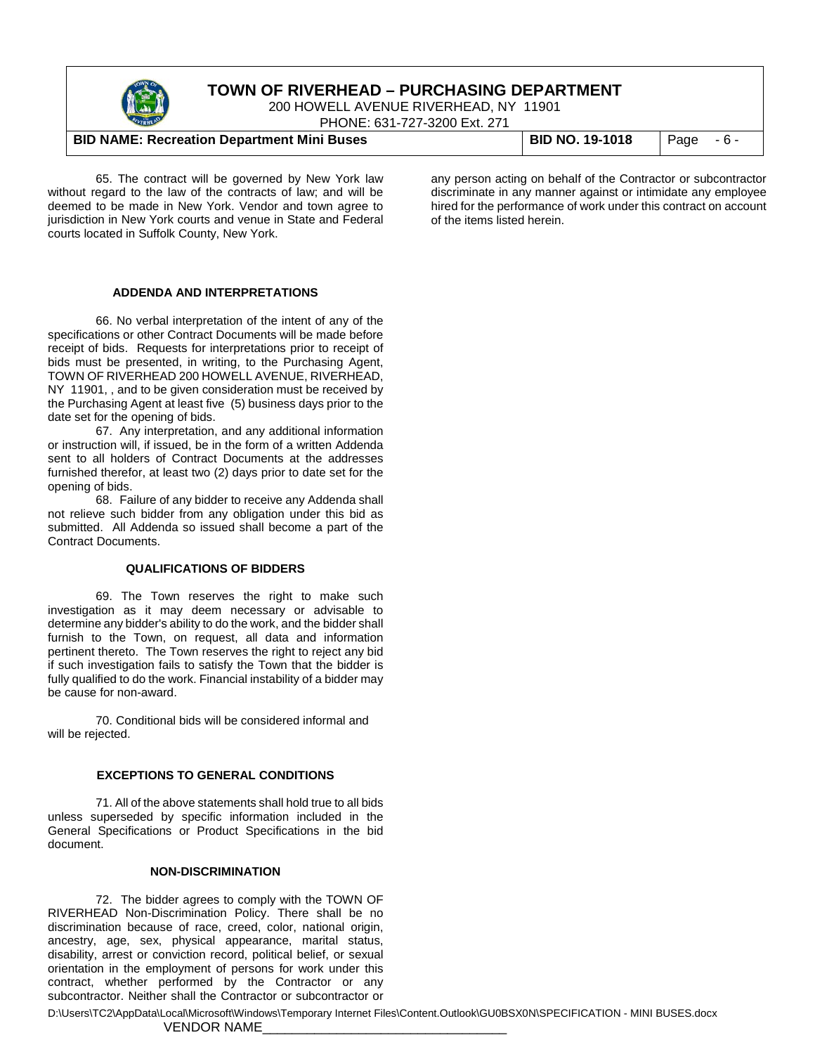65. The contract will be governed by New York law without regard to the law of the contracts of law; and will be deemed to be made in New York. Vendor and town agree to jurisdiction in New York courts and venue in State and Federal courts located in Suffolk County, New York.

### ADDENDA AND INTERPRETATIONS

66. No verbal interpretation of the intent of any of the specifications or other Contract Documents will be made before receipt of bids. Requests for interpretations prior to receipt of bids must be presented, in writing, to the Purchasing Agent, TOWN OF RIVERHEAD 200 HOWELL AVENUE, RIVERHEAD, NY 11901, , and to be given consideration must be received by the Purchasing Agent at least five (5) business days prior to the date set for the opening of bids.

67. Any interpretation, and any additional information or instruction will, if issued, be in the form of a written Addenda sent to all holders of Contract Documents at the addresses furnished therefor, at least two (2) days prior to date set for the opening of bids.

68. Failure of any bidder to receive any Addenda shall not relieve such bidder from any obligation under this bid as submitted. All Addenda so issued shall become a part of the Contract Documents.

### QUALIFICATIONS OF BIDDERS

69. The Town reserves the right to make such investigation as it may deem necessary or advisable to determine any bidder's ability to do the work, and the bidder shall furnish to the Town, on request, all data and information pertinent thereto. The Town reserves the right to reject any bid if such investigation fails to satisfy the Town that the bidder is fully qualified to do the work. Financial instability of a bidder may be cause for non-award.

70. Conditional bids will be considered informal and will be rejected.

### EXCEPTIONS TO GENERAL CONDITIONS

71. All of the above statements shall hold true to all bids unless superseded by specific information included in the General Specifications or Product Specifications in the bid document.

### NON-DISCRIMINATION

72. The bidder agrees to comply with the TOWN OF RIVERHEAD Non-Discrimination Policy. There shall be no discrimination because of race, creed, color, national origin, ancestry, age, sex, physical appearance, marital status, disability, arrest or conviction record, political belief, or sexual orientation in the employment of persons for work under this contract, whether performed by the Contractor or any subcontractor. Neither shall the Contractor or subcontractor or any person acting on behalf of the Contractor or subcontractor discriminate in any manner against or intimidate any employee hired for the performance of work under this contract on account of the items listed herein.

VENDOR NAME_________________________________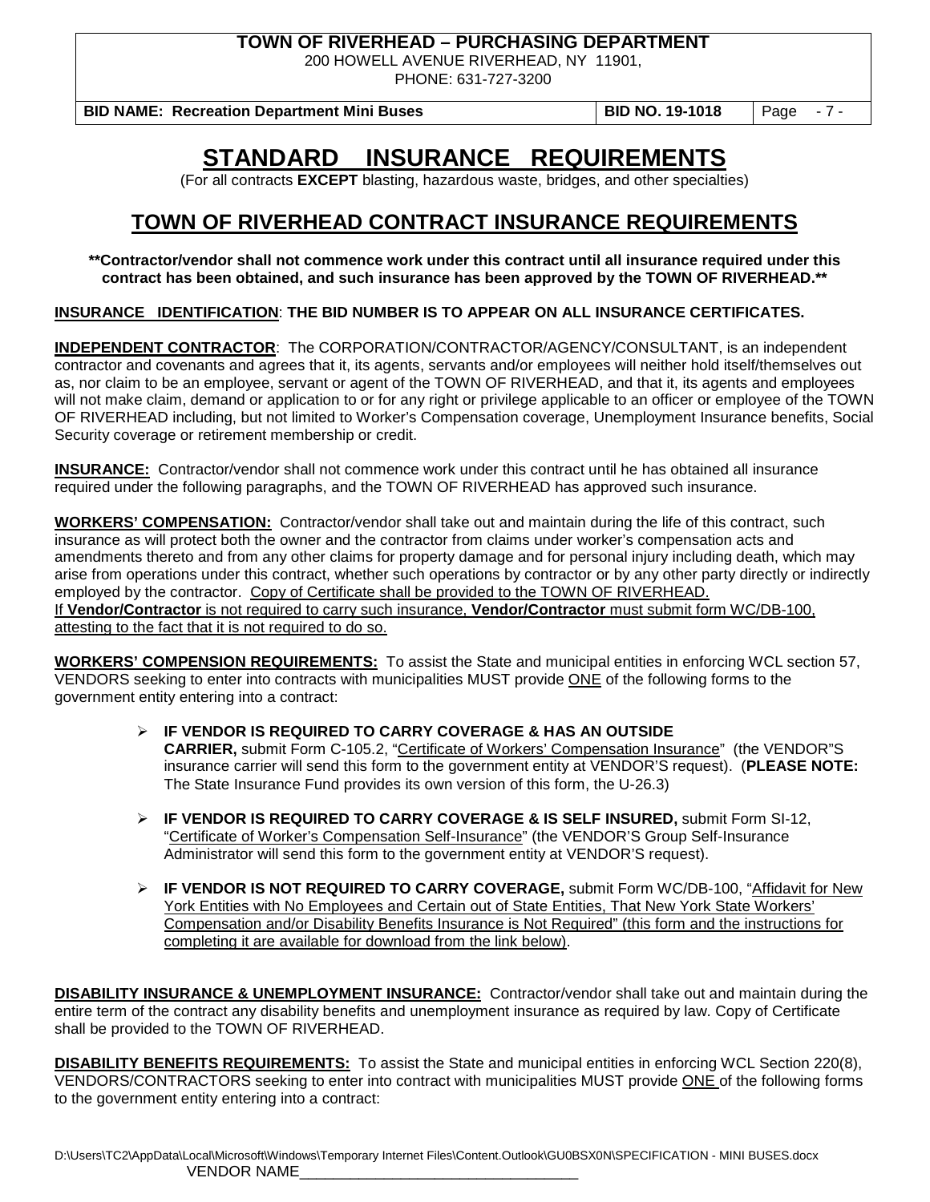# STANDARD INSURANCE REQUIREMENTS

(For all contracts **EXCEPT** blasting, hazardous waste, bridges, and other specialties)

## TOWN OF RIVERHEAD CONTRACT INSURANCE REQUIREMENTS

****Contractor/vendor shall not commence work under this contract until all insurance required under this contract has been obtained, and such insurance has been approved by the TOWN OF RIVERHEAD.****

**INSURANCE IDENTIFICATION**: **THE BID NUMBER IS TO APPEAR ON ALL INSURANCE CERTIFICATES.**

**INDEPENDENT CONTRACTOR**: The CORPORATION/CONTRACTOR/AGENCY/CONSULTANT, is an independent contractor and covenants and agrees that it, its agents, servants and/or employees will neither hold itself/themselves out as, nor claim to be an employee, servant or agent of the TOWN OF RIVERHEAD, and that it, its agents and employees will not make claim, demand or application to or for any right or privilege applicable to an officer or employee of the TOWN OF RIVERHEAD including, but not limited to Worker's Compensation coverage, Unemployment Insurance benefits, Social Security coverage or retirement membership or credit.

**INSURANCE:** Contractor/vendor shall not commence work under this contract until he has obtained all insurance required under the following paragraphs, and the TOWN OF RIVERHEAD has approved such insurance.

**WORKERS' COMPENSATION:** Contractor/vendor shall take out and maintain during the life of this contract, such insurance as will protect both the owner and the contractor from claims under worker's compensation acts and amendments thereto and from any other claims for property damage and for personal injury including death, which may arise from operations under this contract, whether such operations by contractor or by any other party directly or indirectly employed by the contractor. Copy of Certificate shall be provided to the TOWN OF RIVERHEAD.
If **Vendor/Contractor** is not required to carry such insurance, **Vendor/Contractor** must submit form WC/DB-100, attesting to the fact that it is not required to do so.

**WORKERS' COMPENSION REQUIREMENTS:** To assist the State and municipal entities in enforcing WCL section 57, VENDORS seeking to enter into contracts with municipalities MUST provide ONE of the following forms to the government entity entering into a contract:

- **IF VENDOR IS REQUIRED TO CARRY COVERAGE & HAS AN OUTSIDE CARRIER,** submit Form C-105.2, "Certificate of Workers' Compensation Insurance" (the VENDOR"S insurance carrier will send this form to the government entity at VENDOR'S request). (**PLEASE NOTE:** The State Insurance Fund provides its own version of this form, the U-26.3)
- **IF VENDOR IS REQUIRED TO CARRY COVERAGE & IS SELF INSURED,** submit Form SI-12, "Certificate of Worker's Compensation Self-Insurance" (the VENDOR'S Group Self-Insurance Administrator will send this form to the government entity at VENDOR'S request).
- **IF VENDOR IS NOT REQUIRED TO CARRY COVERAGE,** submit Form WC/DB-100, "Affidavit for New York Entities with No Employees and Certain out of State Entities, That New York State Workers' Compensation and/or Disability Benefits Insurance is Not Required" (this form and the instructions for completing it are available for download from the link below).

**DISABILITY INSURANCE & UNEMPLOYMENT INSURANCE:** Contractor/vendor shall take out and maintain during the entire term of the contract any disability benefits and unemployment insurance as required by law. Copy of Certificate shall be provided to the TOWN OF RIVERHEAD.

**DISABILITY BENEFITS REQUIREMENTS:** To assist the State and municipal entities in enforcing WCL Section 220(8), VENDORS/CONTRACTORS seeking to enter into contract with municipalities MUST provide ONE of the following forms to the government entity entering into a contract: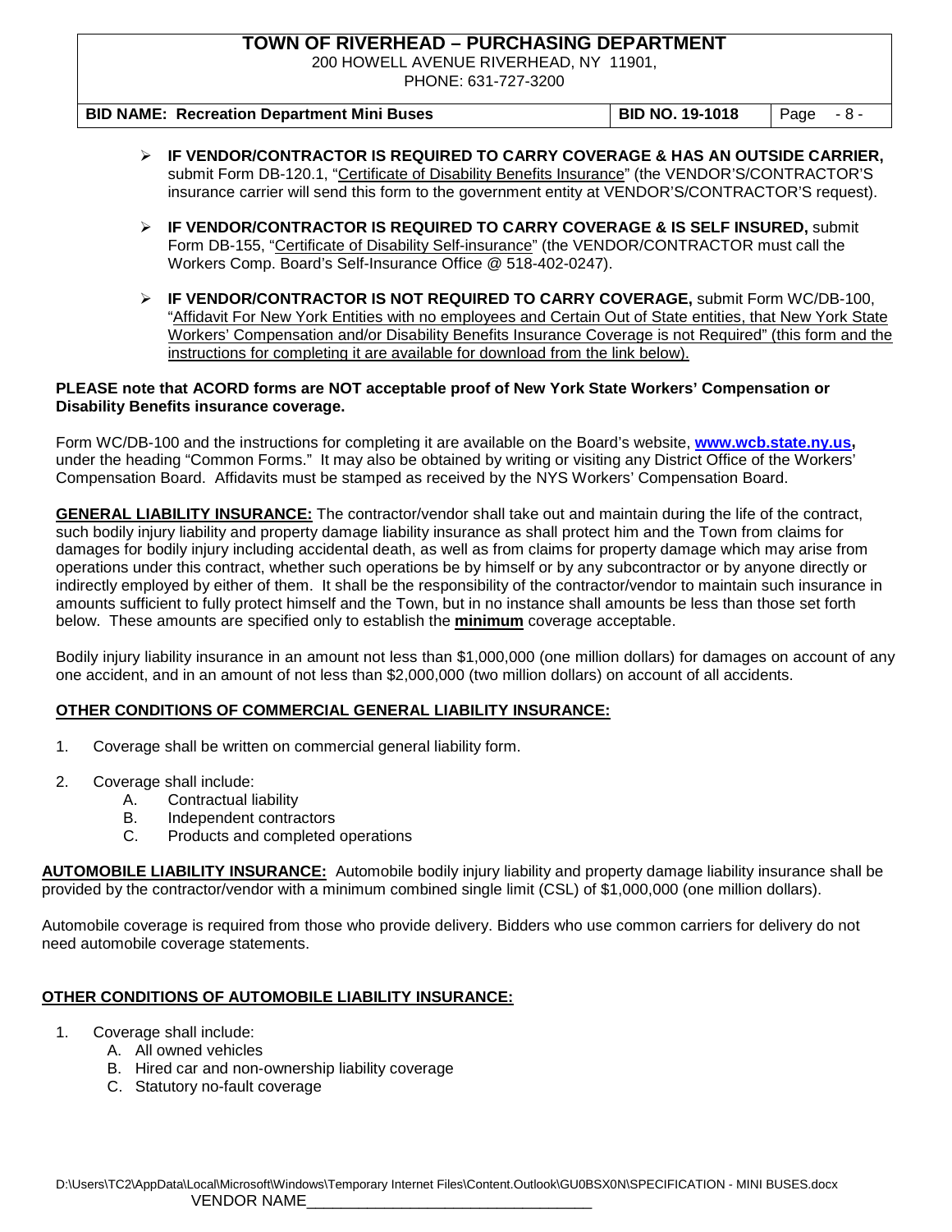- **IF VENDOR/CONTRACTOR IS REQUIRED TO CARRY COVERAGE & HAS AN OUTSIDE CARRIER,** submit Form DB-120.1, "Certificate of Disability Benefits Insurance" (the VENDOR'S/CONTRACTOR'S insurance carrier will send this form to the government entity at VENDOR'S/CONTRACTOR'S request).

- **IF VENDOR/CONTRACTOR IS REQUIRED TO CARRY COVERAGE & IS SELF INSURED,** submit Form DB-155, "Certificate of Disability Self-insurance" (the VENDOR/CONTRACTOR must call the Workers Comp. Board's Self-Insurance Office @ 518-402-0247).

- **IF VENDOR/CONTRACTOR IS NOT REQUIRED TO CARRY COVERAGE,** submit Form WC/DB-100, "Affidavit For New York Entities with no employees and Certain Out of State entities, that New York State Workers' Compensation and/or Disability Benefits Insurance Coverage is not Required" (this form and the instructions for completing it are available for download from the link below).

**PLEASE note that ACORD forms are NOT acceptable proof of New York State Workers' Compensation or Disability Benefits insurance coverage.**

Form WC/DB-100 and the instructions for completing it are available on the Board's website, **www.wcb.state.ny.us,** under the heading "Common Forms." It may also be obtained by writing or visiting any District Office of the Workers' Compensation Board. Affidavits must be stamped as received by the NYS Workers' Compensation Board.

**GENERAL LIABILITY INSURANCE:** The contractor/vendor shall take out and maintain during the life of the contract, such bodily injury liability and property damage liability insurance as shall protect him and the Town from claims for damages for bodily injury including accidental death, as well as from claims for property damage which may arise from operations under this contract, whether such operations be by himself or by any subcontractor or by anyone directly or indirectly employed by either of them. It shall be the responsibility of the contractor/vendor to maintain such insurance in amounts sufficient to fully protect himself and the Town, but in no instance shall amounts be less than those set forth below. These amounts are specified only to establish the **minimum** coverage acceptable.

Bodily injury liability insurance in an amount not less than $1,000,000 (one million dollars) for damages on account of any one accident, and in an amount of not less than $2,000,000 (two million dollars) on account of all accidents.

**OTHER CONDITIONS OF COMMERCIAL GENERAL LIABILITY INSURANCE:**

1. Coverage shall be written on commercial general liability form.
2. Coverage shall include:
   - A. Contractual liability
   - B. Independent contractors
   - C. Products and completed operations

**AUTOMOBILE LIABILITY INSURANCE:** Automobile bodily injury liability and property damage liability insurance shall be provided by the contractor/vendor with a minimum combined single limit (CSL) of $1,000,000 (one million dollars).

Automobile coverage is required from those who provide delivery. Bidders who use common carriers for delivery do not need automobile coverage statements.

**OTHER CONDITIONS OF AUTOMOBILE LIABILITY INSURANCE:**

1. Coverage shall include:
   - A. All owned vehicles
   - B. Hired car and non-ownership liability coverage
   - C. Statutory no-fault coverage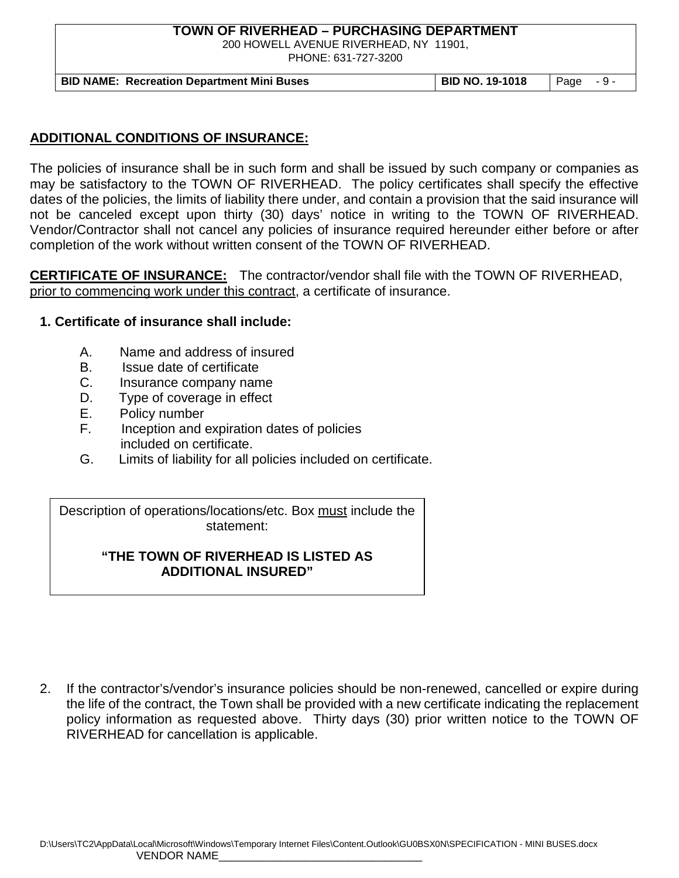## ADDITIONAL CONDITIONS OF INSURANCE:

The policies of insurance shall be in such form and shall be issued by such company or companies as may be satisfactory to the TOWN OF RIVERHEAD. The policy certificates shall specify the effective dates of the policies, the limits of liability there under, and contain a provision that the said insurance will not be canceled except upon thirty (30) days' notice in writing to the TOWN OF RIVERHEAD. Vendor/Contractor shall not cancel any policies of insurance required hereunder either before or after completion of the work without written consent of the TOWN OF RIVERHEAD.

**CERTIFICATE OF INSURANCE:** The contractor/vendor shall file with the TOWN OF RIVERHEAD, prior to commencing work under this contract, a certificate of insurance.

**1. Certificate of insurance shall include:**

A. Name and address of insured
B. Issue date of certificate
C. Insurance company name
D. Type of coverage in effect
E. Policy number
F. Inception and expiration dates of policies included on certificate.
G. Limits of liability for all policies included on certificate.

> Description of operations/locations/etc. Box must include the statement:
>
> **"THE TOWN OF RIVERHEAD IS LISTED AS ADDITIONAL INSURED"**

2. If the contractor's/vendor's insurance policies should be non-renewed, cancelled or expire during the life of the contract, the Town shall be provided with a new certificate indicating the replacement policy information as requested above. Thirty days (30) prior written notice to the TOWN OF RIVERHEAD for cancellation is applicable.

VENDOR NAME________________________________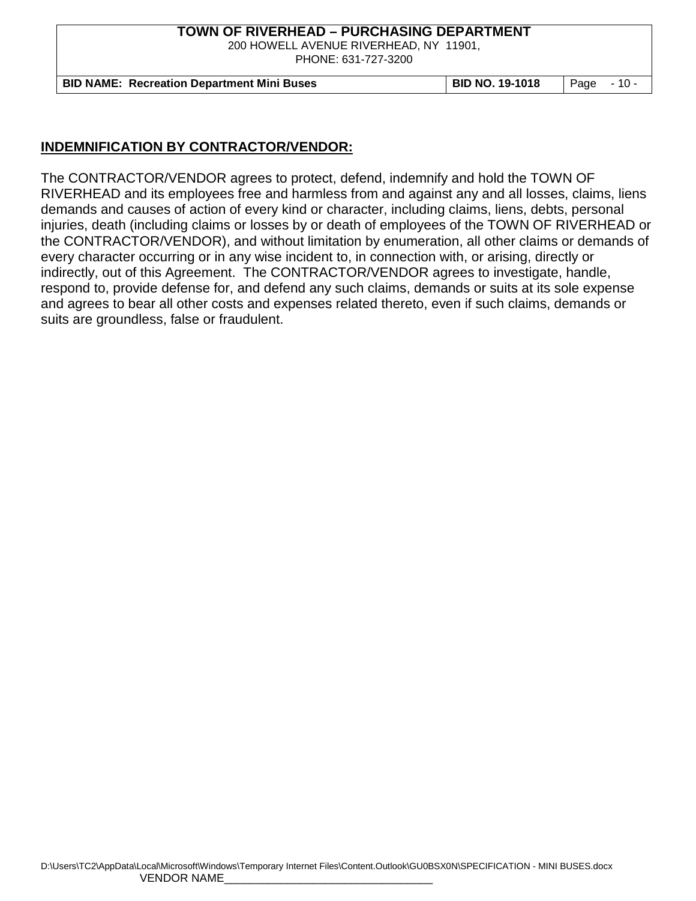## INDEMNIFICATION BY CONTRACTOR/VENDOR:

The CONTRACTOR/VENDOR agrees to protect, defend, indemnify and hold the TOWN OF RIVERHEAD and its employees free and harmless from and against any and all losses, claims, liens demands and causes of action of every kind or character, including claims, liens, debts, personal injuries, death (including claims or losses by or death of employees of the TOWN OF RIVERHEAD or the CONTRACTOR/VENDOR), and without limitation by enumeration, all other claims or demands of every character occurring or in any wise incident to, in connection with, or arising, directly or indirectly, out of this Agreement. The CONTRACTOR/VENDOR agrees to investigate, handle, respond to, provide defense for, and defend any such claims, demands or suits at its sole expense and agrees to bear all other costs and expenses related thereto, even if such claims, demands or suits are groundless, false or fraudulent.

VENDOR NAME_________________________________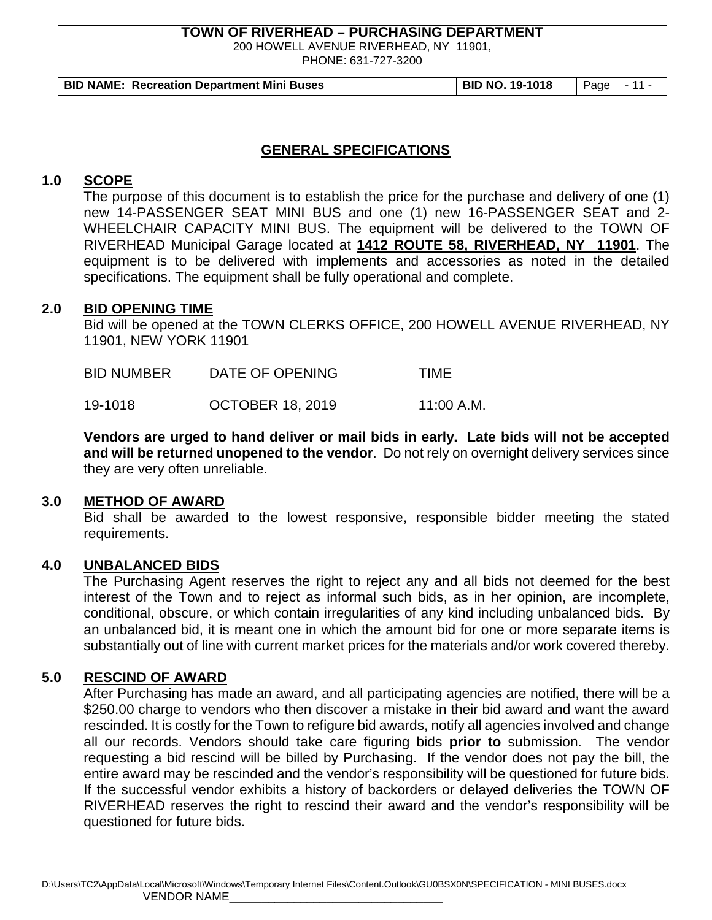# GENERAL SPECIFICATIONS

## 1.0 SCOPE

The purpose of this document is to establish the price for the purchase and delivery of one (1) new 14-PASSENGER SEAT MINI BUS and one (1) new 16-PASSENGER SEAT and 2-WHEELCHAIR CAPACITY MINI BUS. The equipment will be delivered to the TOWN OF RIVERHEAD Municipal Garage located at **1412 ROUTE 58, RIVERHEAD, NY 11901**. The equipment is to be delivered with implements and accessories as noted in the detailed specifications. The equipment shall be fully operational and complete.

## 2.0 BID OPENING TIME

Bid will be opened at the TOWN CLERKS OFFICE, 200 HOWELL AVENUE RIVERHEAD, NY 11901, NEW YORK 11901

| BID NUMBER | DATE OF OPENING | TIME |
|---|---|---|
| 19-1018 | OCTOBER 18, 2019 | 11:00 A.M. |

**Vendors are urged to hand deliver or mail bids in early. Late bids will not be accepted and will be returned unopened to the vendor**. Do not rely on overnight delivery services since they are very often unreliable.

## 3.0 METHOD OF AWARD

Bid shall be awarded to the lowest responsive, responsible bidder meeting the stated requirements.

## 4.0 UNBALANCED BIDS

The Purchasing Agent reserves the right to reject any and all bids not deemed for the best interest of the Town and to reject as informal such bids, as in her opinion, are incomplete, conditional, obscure, or which contain irregularities of any kind including unbalanced bids. By an unbalanced bid, it is meant one in which the amount bid for one or more separate items is substantially out of line with current market prices for the materials and/or work covered thereby.

## 5.0 RESCIND OF AWARD

After Purchasing has made an award, and all participating agencies are notified, there will be a $250.00 charge to vendors who then discover a mistake in their bid award and want the award rescinded. It is costly for the Town to refigure bid awards, notify all agencies involved and change all our records. Vendors should take care figuring bids **prior to** submission. The vendor requesting a bid rescind will be billed by Purchasing. If the vendor does not pay the bill, the entire award may be rescinded and the vendor's responsibility will be questioned for future bids. If the successful vendor exhibits a history of backorders or delayed deliveries the TOWN OF RIVERHEAD reserves the right to rescind their award and the vendor's responsibility will be questioned for future bids.

VENDOR NAME________________________________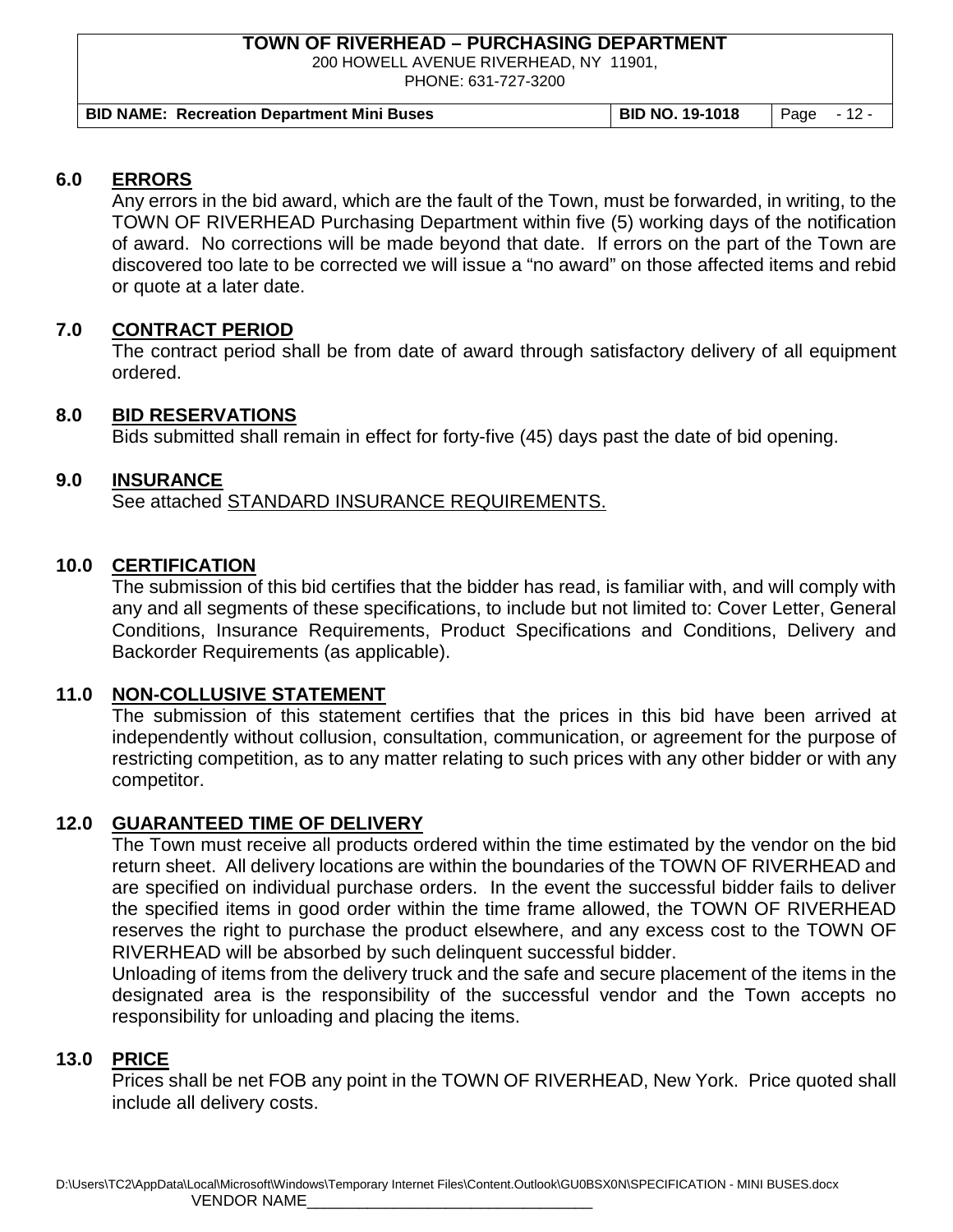## 6.0 ERRORS

Any errors in the bid award, which are the fault of the Town, must be forwarded, in writing, to the TOWN OF RIVERHEAD Purchasing Department within five (5) working days of the notification of award. No corrections will be made beyond that date. If errors on the part of the Town are discovered too late to be corrected we will issue a "no award" on those affected items and rebid or quote at a later date.

## 7.0 CONTRACT PERIOD

The contract period shall be from date of award through satisfactory delivery of all equipment ordered.

## 8.0 BID RESERVATIONS

Bids submitted shall remain in effect for forty-five (45) days past the date of bid opening.

## 9.0 INSURANCE

See attached STANDARD INSURANCE REQUIREMENTS.

## 10.0 CERTIFICATION

The submission of this bid certifies that the bidder has read, is familiar with, and will comply with any and all segments of these specifications, to include but not limited to: Cover Letter, General Conditions, Insurance Requirements, Product Specifications and Conditions, Delivery and Backorder Requirements (as applicable).

## 11.0 NON-COLLUSIVE STATEMENT

The submission of this statement certifies that the prices in this bid have been arrived at independently without collusion, consultation, communication, or agreement for the purpose of restricting competition, as to any matter relating to such prices with any other bidder or with any competitor.

## 12.0 GUARANTEED TIME OF DELIVERY

The Town must receive all products ordered within the time estimated by the vendor on the bid return sheet. All delivery locations are within the boundaries of the TOWN OF RIVERHEAD and are specified on individual purchase orders. In the event the successful bidder fails to deliver the specified items in good order within the time frame allowed, the TOWN OF RIVERHEAD reserves the right to purchase the product elsewhere, and any excess cost to the TOWN OF RIVERHEAD will be absorbed by such delinquent successful bidder.

Unloading of items from the delivery truck and the safe and secure placement of the items in the designated area is the responsibility of the successful vendor and the Town accepts no responsibility for unloading and placing the items.

## 13.0 PRICE

Prices shall be net FOB any point in the TOWN OF RIVERHEAD, New York. Price quoted shall include all delivery costs.

VENDOR NAME________________________________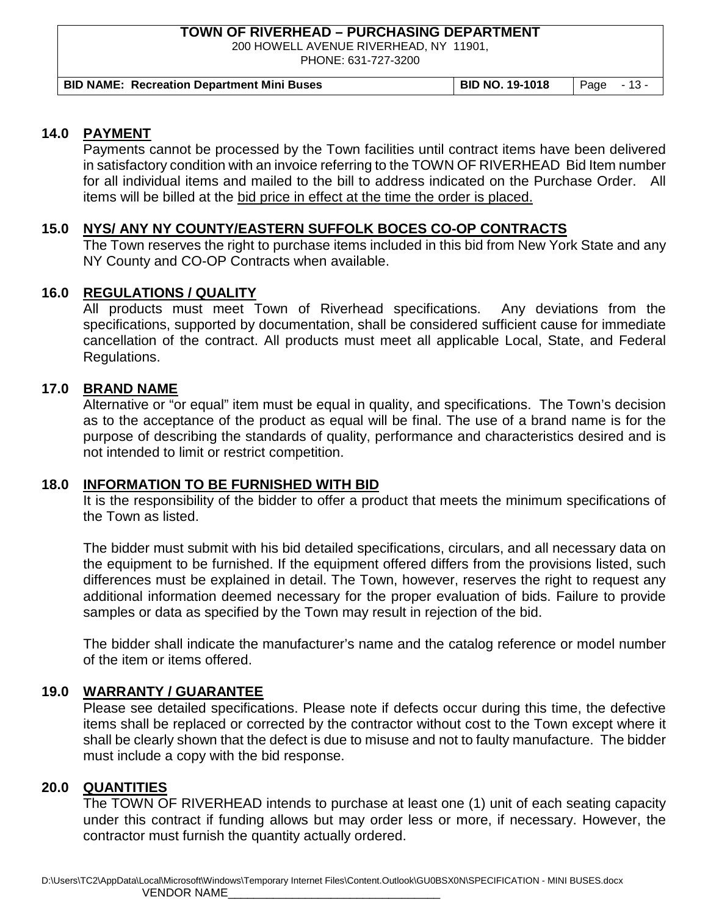## 14.0 PAYMENT

Payments cannot be processed by the Town facilities until contract items have been delivered in satisfactory condition with an invoice referring to the TOWN OF RIVERHEAD Bid Item number for all individual items and mailed to the bill to address indicated on the Purchase Order. All items will be billed at the bid price in effect at the time the order is placed.

## 15.0 NYS/ ANY NY COUNTY/EASTERN SUFFOLK BOCES CO-OP CONTRACTS

The Town reserves the right to purchase items included in this bid from New York State and any NY County and CO-OP Contracts when available.

## 16.0 REGULATIONS / QUALITY

All products must meet Town of Riverhead specifications. Any deviations from the specifications, supported by documentation, shall be considered sufficient cause for immediate cancellation of the contract. All products must meet all applicable Local, State, and Federal Regulations.

## 17.0 BRAND NAME

Alternative or "or equal" item must be equal in quality, and specifications. The Town's decision as to the acceptance of the product as equal will be final. The use of a brand name is for the purpose of describing the standards of quality, performance and characteristics desired and is not intended to limit or restrict competition.

## 18.0 INFORMATION TO BE FURNISHED WITH BID

It is the responsibility of the bidder to offer a product that meets the minimum specifications of the Town as listed.

The bidder must submit with his bid detailed specifications, circulars, and all necessary data on the equipment to be furnished. If the equipment offered differs from the provisions listed, such differences must be explained in detail. The Town, however, reserves the right to request any additional information deemed necessary for the proper evaluation of bids. Failure to provide samples or data as specified by the Town may result in rejection of the bid.

The bidder shall indicate the manufacturer's name and the catalog reference or model number of the item or items offered.

## 19.0 WARRANTY / GUARANTEE

Please see detailed specifications. Please note if defects occur during this time, the defective items shall be replaced or corrected by the contractor without cost to the Town except where it shall be clearly shown that the defect is due to misuse and not to faulty manufacture. The bidder must include a copy with the bid response.

## 20.0 QUANTITIES

The TOWN OF RIVERHEAD intends to purchase at least one (1) unit of each seating capacity under this contract if funding allows but may order less or more, if necessary. However, the contractor must furnish the quantity actually ordered.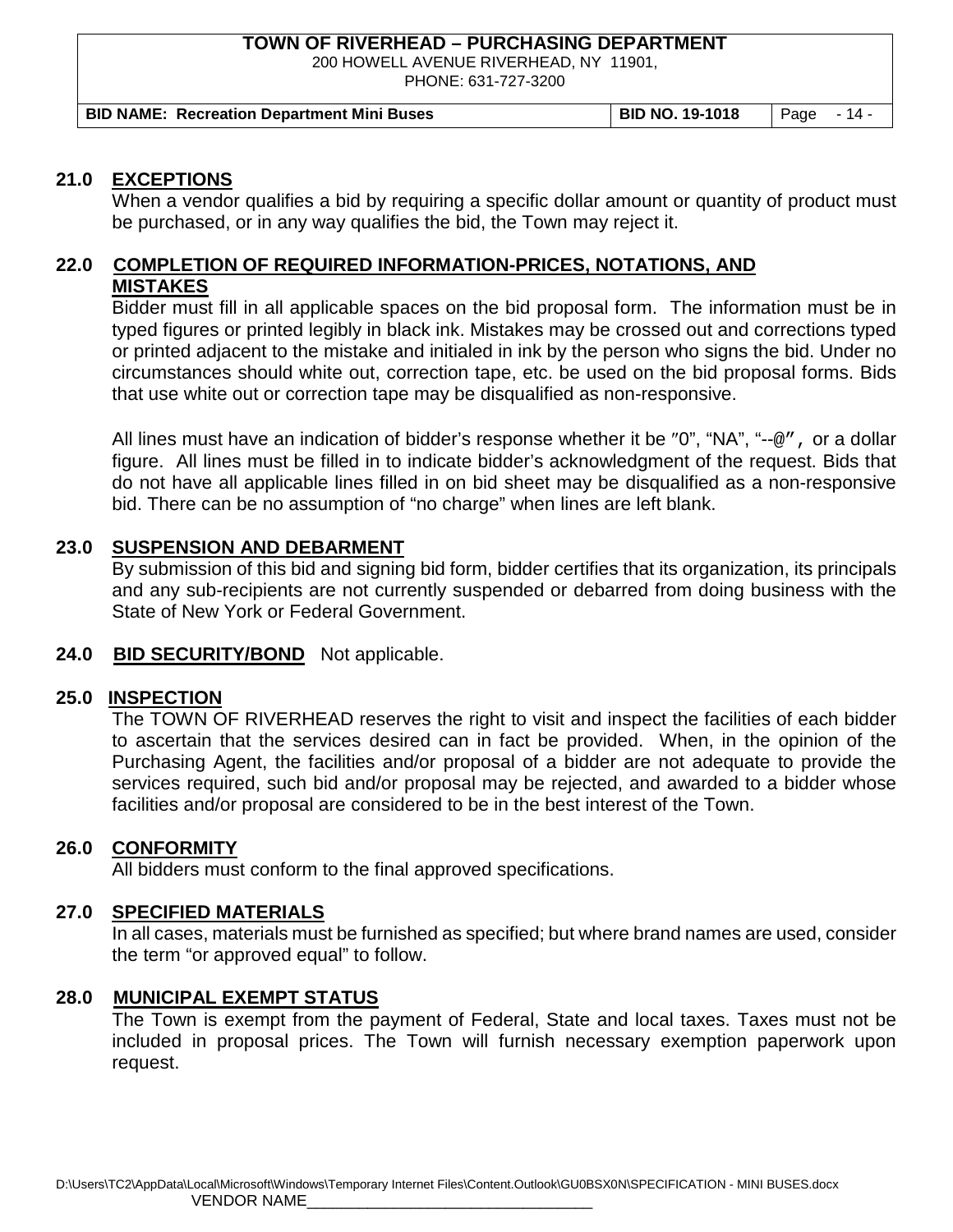## 21.0 EXCEPTIONS

When a vendor qualifies a bid by requiring a specific dollar amount or quantity of product must be purchased, or in any way qualifies the bid, the Town may reject it.

## 22.0 COMPLETION OF REQUIRED INFORMATION-PRICES, NOTATIONS, AND MISTAKES

Bidder must fill in all applicable spaces on the bid proposal form. The information must be in typed figures or printed legibly in black ink. Mistakes may be crossed out and corrections typed or printed adjacent to the mistake and initialed in ink by the person who signs the bid. Under no circumstances should white out, correction tape, etc. be used on the bid proposal forms. Bids that use white out or correction tape may be disqualified as non-responsive.

All lines must have an indication of bidder's response whether it be "0", "NA", "--@", or a dollar figure. All lines must be filled in to indicate bidder's acknowledgment of the request. Bids that do not have all applicable lines filled in on bid sheet may be disqualified as a non-responsive bid. There can be no assumption of "no charge" when lines are left blank.

## 23.0 SUSPENSION AND DEBARMENT

By submission of this bid and signing bid form, bidder certifies that its organization, its principals and any sub-recipients are not currently suspended or debarred from doing business with the State of New York or Federal Government.

## 24.0 BID SECURITY/BOND

Not applicable.

## 25.0 INSPECTION

The TOWN OF RIVERHEAD reserves the right to visit and inspect the facilities of each bidder to ascertain that the services desired can in fact be provided. When, in the opinion of the Purchasing Agent, the facilities and/or proposal of a bidder are not adequate to provide the services required, such bid and/or proposal may be rejected, and awarded to a bidder whose facilities and/or proposal are considered to be in the best interest of the Town.

## 26.0 CONFORMITY

All bidders must conform to the final approved specifications.

## 27.0 SPECIFIED MATERIALS

In all cases, materials must be furnished as specified; but where brand names are used, consider the term "or approved equal" to follow.

## 28.0 MUNICIPAL EXEMPT STATUS

The Town is exempt from the payment of Federal, State and local taxes. Taxes must not be included in proposal prices. The Town will furnish necessary exemption paperwork upon request.

VENDOR NAME________________________________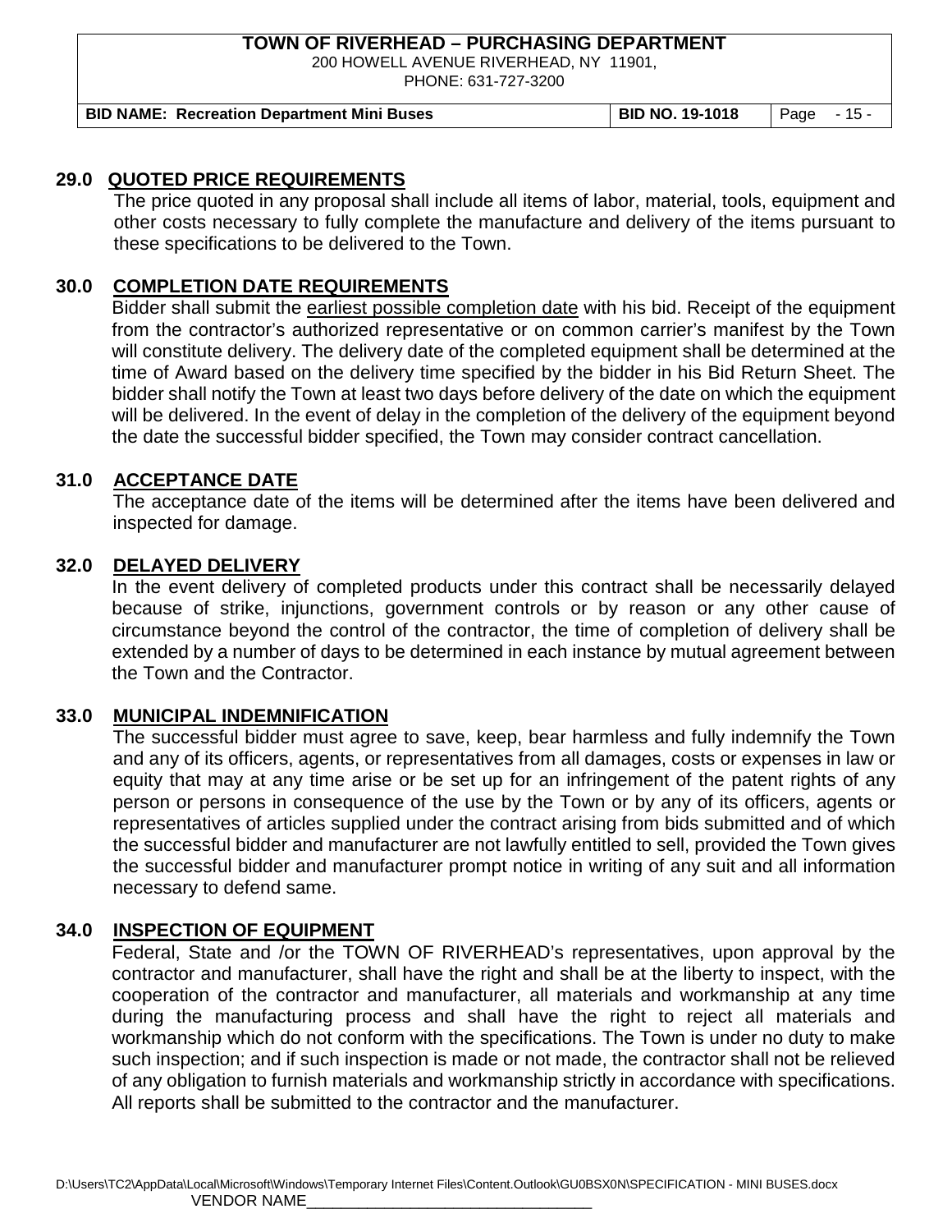## 29.0 QUOTED PRICE REQUIREMENTS

The price quoted in any proposal shall include all items of labor, material, tools, equipment and other costs necessary to fully complete the manufacture and delivery of the items pursuant to these specifications to be delivered to the Town.

## 30.0 COMPLETION DATE REQUIREMENTS

Bidder shall submit the earliest possible completion date with his bid. Receipt of the equipment from the contractor's authorized representative or on common carrier's manifest by the Town will constitute delivery. The delivery date of the completed equipment shall be determined at the time of Award based on the delivery time specified by the bidder in his Bid Return Sheet. The bidder shall notify the Town at least two days before delivery of the date on which the equipment will be delivered. In the event of delay in the completion of the delivery of the equipment beyond the date the successful bidder specified, the Town may consider contract cancellation.

## 31.0 ACCEPTANCE DATE

The acceptance date of the items will be determined after the items have been delivered and inspected for damage.

## 32.0 DELAYED DELIVERY

In the event delivery of completed products under this contract shall be necessarily delayed because of strike, injunctions, government controls or by reason or any other cause of circumstance beyond the control of the contractor, the time of completion of delivery shall be extended by a number of days to be determined in each instance by mutual agreement between the Town and the Contractor.

## 33.0 MUNICIPAL INDEMNIFICATION

The successful bidder must agree to save, keep, bear harmless and fully indemnify the Town and any of its officers, agents, or representatives from all damages, costs or expenses in law or equity that may at any time arise or be set up for an infringement of the patent rights of any person or persons in consequence of the use by the Town or by any of its officers, agents or representatives of articles supplied under the contract arising from bids submitted and of which the successful bidder and manufacturer are not lawfully entitled to sell, provided the Town gives the successful bidder and manufacturer prompt notice in writing of any suit and all information necessary to defend same.

## 34.0 INSPECTION OF EQUIPMENT

Federal, State and /or the TOWN OF RIVERHEAD's representatives, upon approval by the contractor and manufacturer, shall have the right and shall be at the liberty to inspect, with the cooperation of the contractor and manufacturer, all materials and workmanship at any time during the manufacturing process and shall have the right to reject all materials and workmanship which do not conform with the specifications. The Town is under no duty to make such inspection; and if such inspection is made or not made, the contractor shall not be relieved of any obligation to furnish materials and workmanship strictly in accordance with specifications. All reports shall be submitted to the contractor and the manufacturer.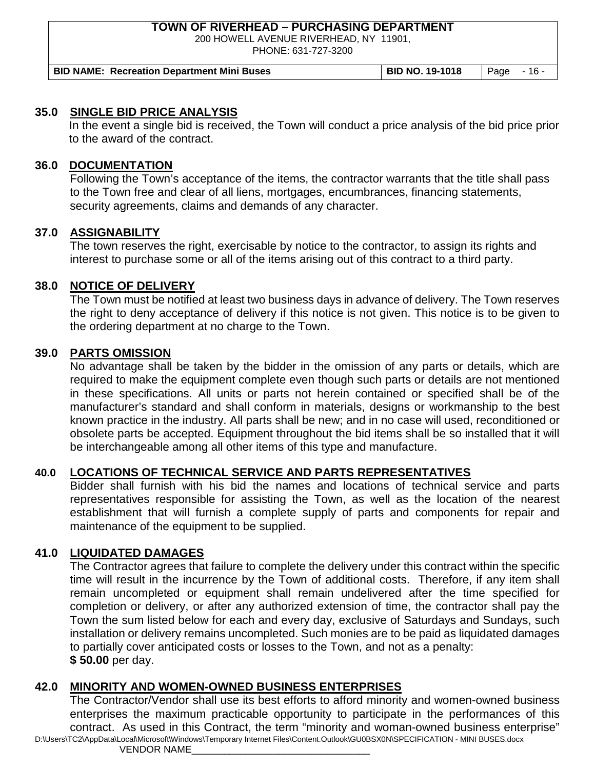## 35.0 SINGLE BID PRICE ANALYSIS

In the event a single bid is received, the Town will conduct a price analysis of the bid price prior to the award of the contract.

## 36.0 DOCUMENTATION

Following the Town's acceptance of the items, the contractor warrants that the title shall pass to the Town free and clear of all liens, mortgages, encumbrances, financing statements, security agreements, claims and demands of any character.

## 37.0 ASSIGNABILITY

The town reserves the right, exercisable by notice to the contractor, to assign its rights and interest to purchase some or all of the items arising out of this contract to a third party.

## 38.0 NOTICE OF DELIVERY

The Town must be notified at least two business days in advance of delivery. The Town reserves the right to deny acceptance of delivery if this notice is not given. This notice is to be given to the ordering department at no charge to the Town.

## 39.0 PARTS OMISSION

No advantage shall be taken by the bidder in the omission of any parts or details, which are required to make the equipment complete even though such parts or details are not mentioned in these specifications. All units or parts not herein contained or specified shall be of the manufacturer's standard and shall conform in materials, designs or workmanship to the best known practice in the industry. All parts shall be new; and in no case will used, reconditioned or obsolete parts be accepted. Equipment throughout the bid items shall be so installed that it will be interchangeable among all other items of this type and manufacture.

## 40.0 LOCATIONS OF TECHNICAL SERVICE AND PARTS REPRESENTATIVES

Bidder shall furnish with his bid the names and locations of technical service and parts representatives responsible for assisting the Town, as well as the location of the nearest establishment that will furnish a complete supply of parts and components for repair and maintenance of the equipment to be supplied.

## 41.0 LIQUIDATED DAMAGES

The Contractor agrees that failure to complete the delivery under this contract within the specific time will result in the incurrence by the Town of additional costs. Therefore, if any item shall remain uncompleted or equipment shall remain undelivered after the time specified for completion or delivery, or after any authorized extension of time, the contractor shall pay the Town the sum listed below for each and every day, exclusive of Saturdays and Sundays, such installation or delivery remains uncompleted. Such monies are to be paid as liquidated damages to partially cover anticipated costs or losses to the Town, and not as a penalty:
**$ 50.00** per day.

## 42.0 MINORITY AND WOMEN-OWNED BUSINESS ENTERPRISES

The Contractor/Vendor shall use its best efforts to afford minority and women-owned business enterprises the maximum practicable opportunity to participate in the performances of this contract. As used in this Contract, the term "minority and woman-owned business enterprise"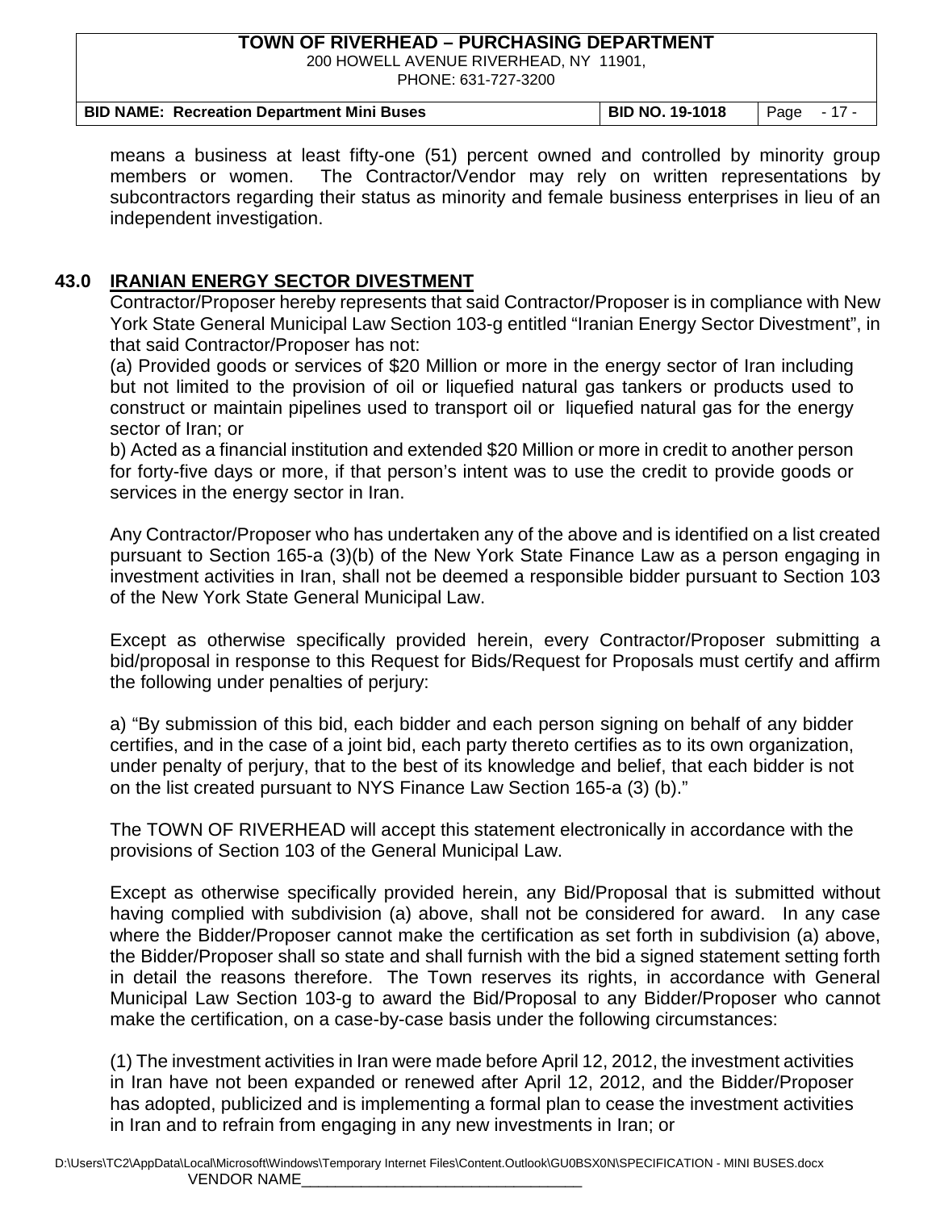means a business at least fifty-one (51) percent owned and controlled by minority group members or women. The Contractor/Vendor may rely on written representations by subcontractors regarding their status as minority and female business enterprises in lieu of an independent investigation.

## 43.0 IRANIAN ENERGY SECTOR DIVESTMENT

Contractor/Proposer hereby represents that said Contractor/Proposer is in compliance with New York State General Municipal Law Section 103-g entitled "Iranian Energy Sector Divestment", in that said Contractor/Proposer has not:

(a) Provided goods or services of $20 Million or more in the energy sector of Iran including but not limited to the provision of oil or liquefied natural gas tankers or products used to construct or maintain pipelines used to transport oil or liquefied natural gas for the energy sector of Iran; or

b) Acted as a financial institution and extended $20 Million or more in credit to another person for forty-five days or more, if that person's intent was to use the credit to provide goods or services in the energy sector in Iran.

Any Contractor/Proposer who has undertaken any of the above and is identified on a list created pursuant to Section 165-a (3)(b) of the New York State Finance Law as a person engaging in investment activities in Iran, shall not be deemed a responsible bidder pursuant to Section 103 of the New York State General Municipal Law.

Except as otherwise specifically provided herein, every Contractor/Proposer submitting a bid/proposal in response to this Request for Bids/Request for Proposals must certify and affirm the following under penalties of perjury:

a) "By submission of this bid, each bidder and each person signing on behalf of any bidder certifies, and in the case of a joint bid, each party thereto certifies as to its own organization, under penalty of perjury, that to the best of its knowledge and belief, that each bidder is not on the list created pursuant to NYS Finance Law Section 165-a (3) (b)."

The TOWN OF RIVERHEAD will accept this statement electronically in accordance with the provisions of Section 103 of the General Municipal Law.

Except as otherwise specifically provided herein, any Bid/Proposal that is submitted without having complied with subdivision (a) above, shall not be considered for award. In any case where the Bidder/Proposer cannot make the certification as set forth in subdivision (a) above, the Bidder/Proposer shall so state and shall furnish with the bid a signed statement setting forth in detail the reasons therefore. The Town reserves its rights, in accordance with General Municipal Law Section 103-g to award the Bid/Proposal to any Bidder/Proposer who cannot make the certification, on a case-by-case basis under the following circumstances:

(1) The investment activities in Iran were made before April 12, 2012, the investment activities in Iran have not been expanded or renewed after April 12, 2012, and the Bidder/Proposer has adopted, publicized and is implementing a formal plan to cease the investment activities in Iran and to refrain from engaging in any new investments in Iran; or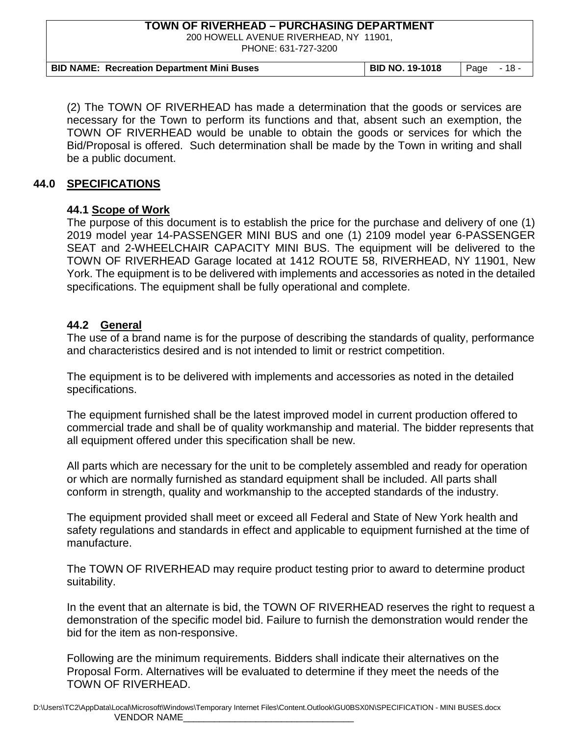(2) The TOWN OF RIVERHEAD has made a determination that the goods or services are necessary for the Town to perform its functions and that, absent such an exemption, the TOWN OF RIVERHEAD would be unable to obtain the goods or services for which the Bid/Proposal is offered. Such determination shall be made by the Town in writing and shall be a public document.

## 44.0 SPECIFICATIONS

### 44.1 Scope of Work

The purpose of this document is to establish the price for the purchase and delivery of one (1) 2019 model year 14-PASSENGER MINI BUS and one (1) 2109 model year 6-PASSENGER SEAT and 2-WHEELCHAIR CAPACITY MINI BUS. The equipment will be delivered to the TOWN OF RIVERHEAD Garage located at 1412 ROUTE 58, RIVERHEAD, NY 11901, New York. The equipment is to be delivered with implements and accessories as noted in the detailed specifications. The equipment shall be fully operational and complete.

### 44.2 General

The use of a brand name is for the purpose of describing the standards of quality, performance and characteristics desired and is not intended to limit or restrict competition.

The equipment is to be delivered with implements and accessories as noted in the detailed specifications.

The equipment furnished shall be the latest improved model in current production offered to commercial trade and shall be of quality workmanship and material. The bidder represents that all equipment offered under this specification shall be new.

All parts which are necessary for the unit to be completely assembled and ready for operation or which are normally furnished as standard equipment shall be included. All parts shall conform in strength, quality and workmanship to the accepted standards of the industry.

The equipment provided shall meet or exceed all Federal and State of New York health and safety regulations and standards in effect and applicable to equipment furnished at the time of manufacture.

The TOWN OF RIVERHEAD may require product testing prior to award to determine product suitability.

In the event that an alternate is bid, the TOWN OF RIVERHEAD reserves the right to request a demonstration of the specific model bid. Failure to furnish the demonstration would render the bid for the item as non-responsive.

Following are the minimum requirements. Bidders shall indicate their alternatives on the Proposal Form. Alternatives will be evaluated to determine if they meet the needs of the TOWN OF RIVERHEAD.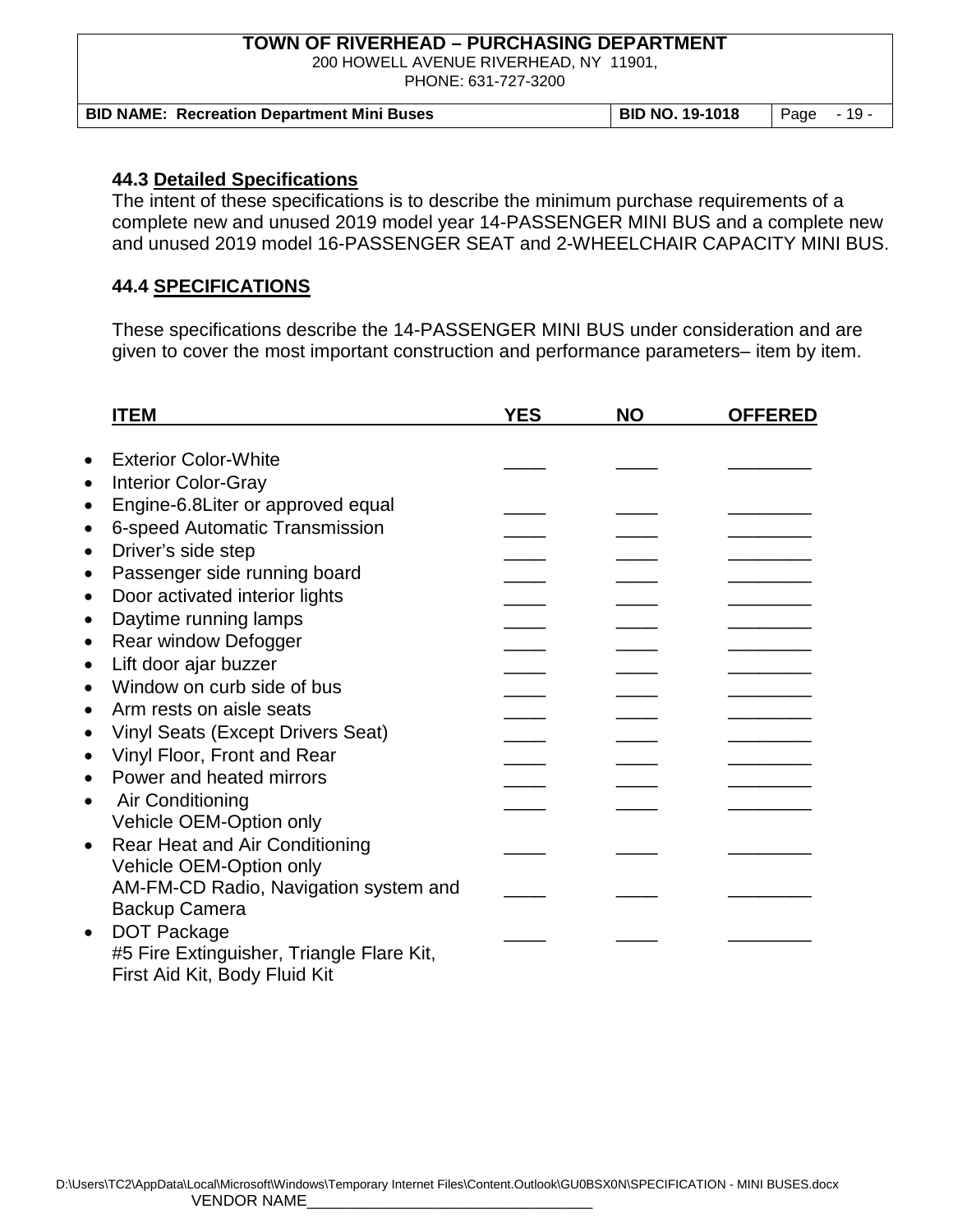### 44.3 Detailed Specifications

The intent of these specifications is to describe the minimum purchase requirements of a complete new and unused 2019 model year 14-PASSENGER MINI BUS and a complete new and unused 2019 model 16-PASSENGER SEAT and 2-WHEELCHAIR CAPACITY MINI BUS.

### 44.4 SPECIFICATIONS

These specifications describe the 14-PASSENGER MINI BUS under consideration and are given to cover the most important construction and performance parameters– item by item.

| ITEM | YES | NO | OFFERED |
|---|---|---|---|
| • Exterior Color-White | ____ | ____ | ________ |
| • Interior Color-Gray | | | |
| • Engine-6.8Liter or approved equal | ____ | ____ | ________ |
| • 6-speed Automatic Transmission | ____ | ____ | ________ |
| • Driver's side step | ____ | ____ | ________ |
| • Passenger side running board | ____ | ____ | ________ |
| • Door activated interior lights | ____ | ____ | ________ |
| • Daytime running lamps | ____ | ____ | ________ |
| • Rear window Defogger | ____ | ____ | ________ |
| • Lift door ajar buzzer | ____ | ____ | ________ |
| • Window on curb side of bus | ____ | ____ | ________ |
| • Arm rests on aisle seats | ____ | ____ | ________ |
| • Vinyl Seats (Except Drivers Seat) | ____ | ____ | ________ |
| • Vinyl Floor, Front and Rear | ____ | ____ | ________ |
| • Power and heated mirrors | ____ | ____ | ________ |
| • Air Conditioning Vehicle OEM-Option only | ____ | ____ | ________ |
| • Rear Heat and Air Conditioning Vehicle OEM-Option only | ____ | ____ | ________ |
| AM-FM-CD Radio, Navigation system and Backup Camera | ____ | ____ | ________ |
| • DOT Package #5 Fire Extinguisher, Triangle Flare Kit, First Aid Kit, Body Fluid Kit | ____ | ____ | ________ |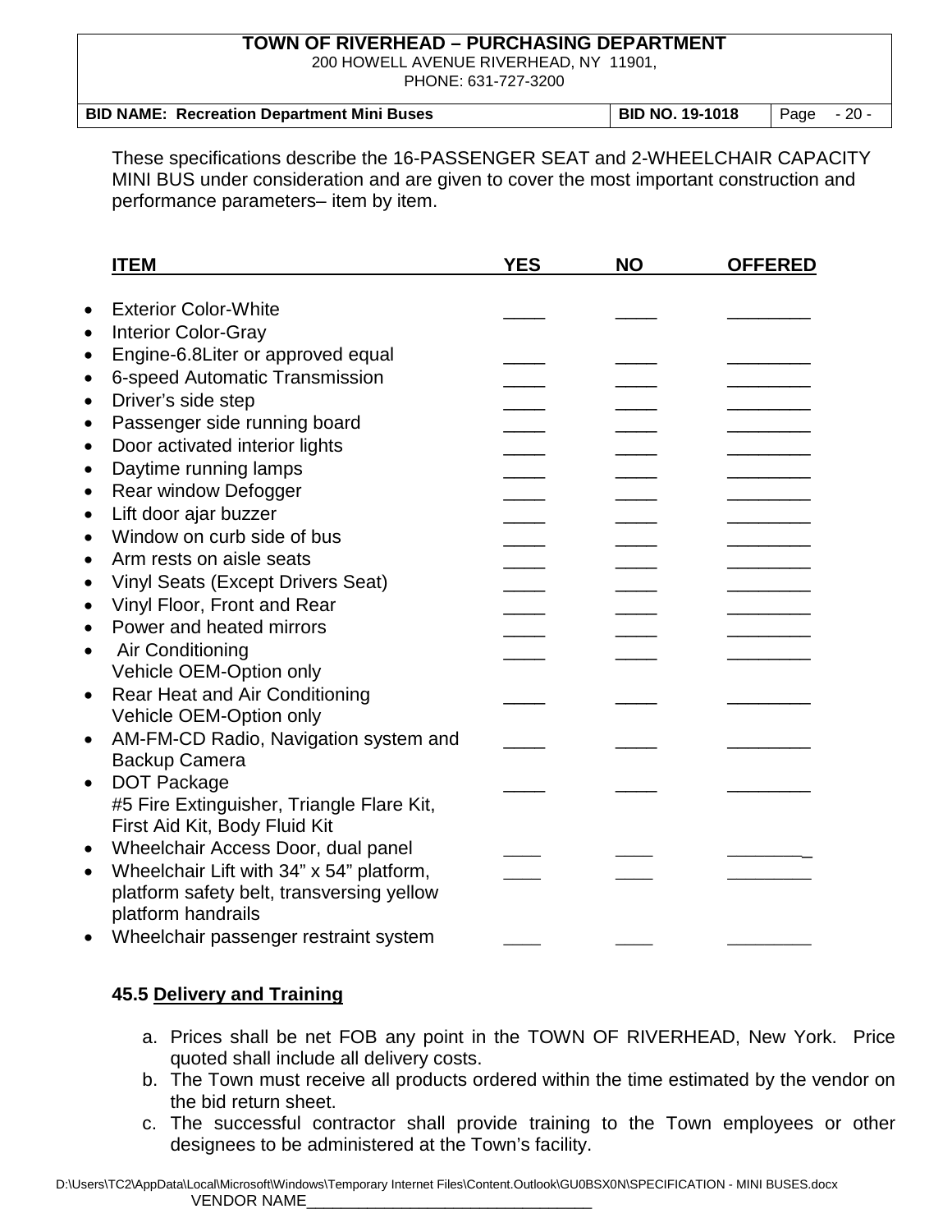These specifications describe the 16-PASSENGER SEAT and 2-WHEELCHAIR CAPACITY MINI BUS under consideration and are given to cover the most important construction and performance parameters– item by item.

| ITEM | YES | NO | OFFERED |
|---|---|---|---|
| • Exterior Color-White | ____ | ____ | ________ |
| • Interior Color-Gray | | | |
| • Engine-6.8Liter or approved equal | ____ | ____ | ________ |
| • 6-speed Automatic Transmission | ____ | ____ | ________ |
| • Driver's side step | ____ | ____ | ________ |
| • Passenger side running board | ____ | ____ | ________ |
| • Door activated interior lights | ____ | ____ | ________ |
| • Daytime running lamps | ____ | ____ | ________ |
| • Rear window Defogger | ____ | ____ | ________ |
| • Lift door ajar buzzer | ____ | ____ | ________ |
| • Window on curb side of bus | ____ | ____ | ________ |
| • Arm rests on aisle seats | ____ | ____ | ________ |
| • Vinyl Seats (Except Drivers Seat) | ____ | ____ | ________ |
| • Vinyl Floor, Front and Rear | ____ | ____ | ________ |
| • Power and heated mirrors | ____ | ____ | ________ |
| • Air Conditioning Vehicle OEM-Option only | ____ | ____ | ________ |
| • Rear Heat and Air Conditioning Vehicle OEM-Option only | ____ | ____ | ________ |
| • AM-FM-CD Radio, Navigation system and Backup Camera | ____ | ____ | ________ |
| • DOT Package #5 Fire Extinguisher, Triangle Flare Kit, First Aid Kit, Body Fluid Kit | ____ | ____ | ________ |
| • Wheelchair Access Door, dual panel | ____ | ____ | ________ |
| • Wheelchair Lift with 34" x 54" platform, platform safety belt, transversing yellow platform handrails | ____ | ____ | ________ |
| • Wheelchair passenger restraint system | ____ | ____ | ________ |

### 45.5 Delivery and Training

a. Prices shall be net FOB any point in the TOWN OF RIVERHEAD, New York. Price quoted shall include all delivery costs.

b. The Town must receive all products ordered within the time estimated by the vendor on the bid return sheet.

c. The successful contractor shall provide training to the Town employees or other designees to be administered at the Town's facility.

VENDOR NAME________________________________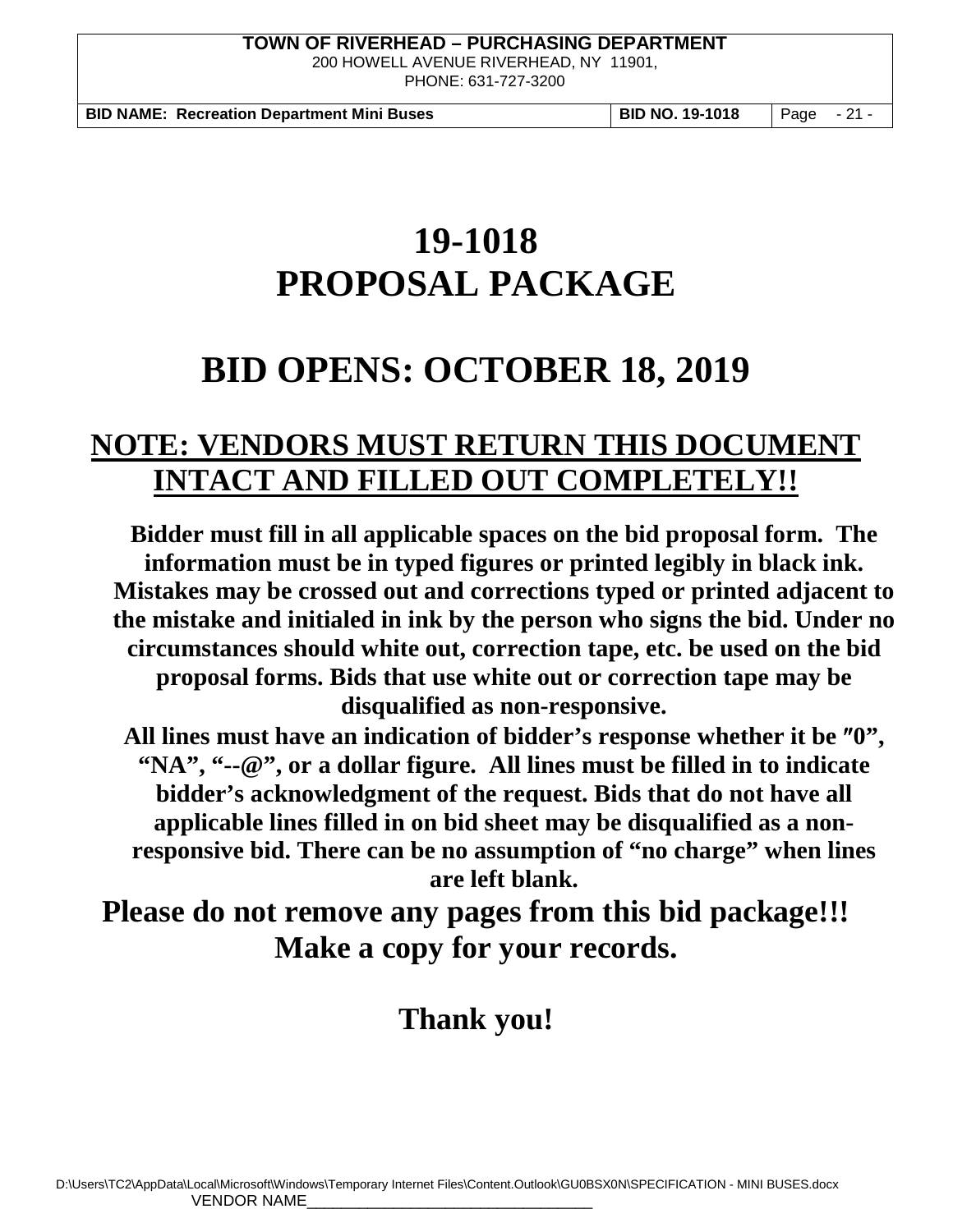# 19-1018
# PROPOSAL PACKAGE

# BID OPENS: OCTOBER 18, 2019

## NOTE: VENDORS MUST RETURN THIS DOCUMENT INTACT AND FILLED OUT COMPLETELY!!

**Bidder must fill in all applicable spaces on the bid proposal form. The information must be in typed figures or printed legibly in black ink. Mistakes may be crossed out and corrections typed or printed adjacent to the mistake and initialed in ink by the person who signs the bid. Under no circumstances should white out, correction tape, etc. be used on the bid proposal forms. Bids that use white out or correction tape may be disqualified as non-responsive.**

**All lines must have an indication of bidder's response whether it be ″0", "NA", "--@", or a dollar figure. All lines must be filled in to indicate bidder's acknowledgment of the request. Bids that do not have all applicable lines filled in on bid sheet may be disqualified as a non-responsive bid. There can be no assumption of "no charge" when lines are left blank.**

## Please do not remove any pages from this bid package!!! Make a copy for your records.

## Thank you!

VENDOR NAME_______________________________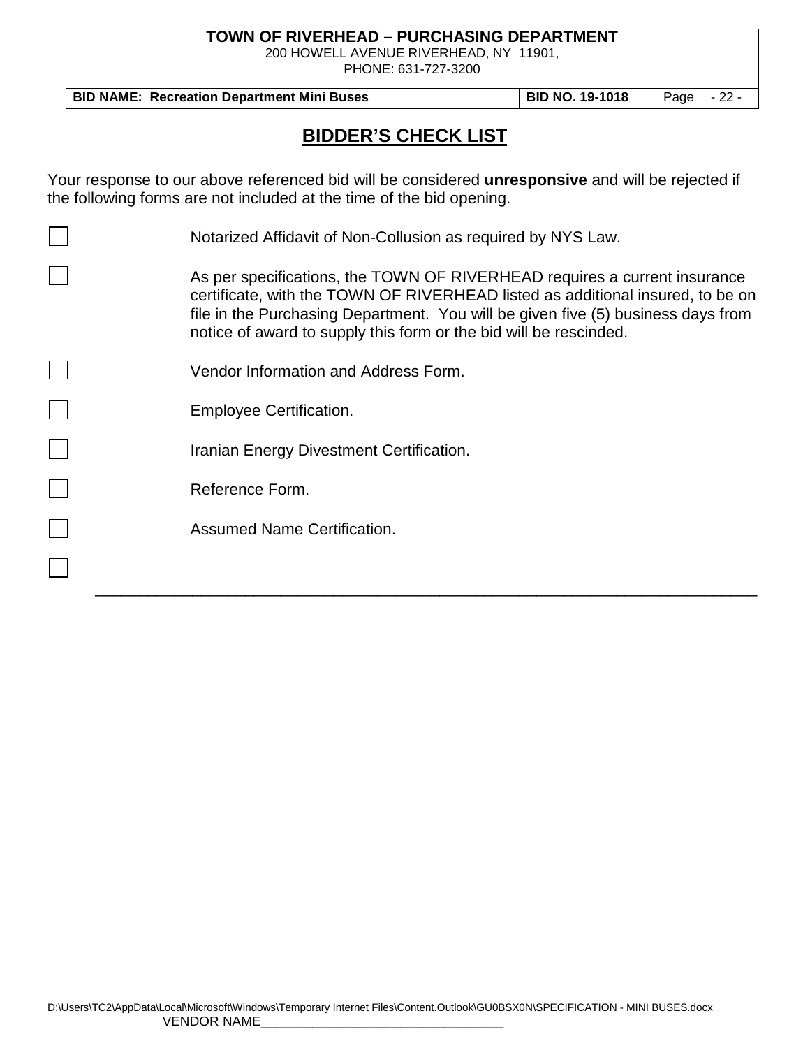# BIDDER'S CHECK LIST

Your response to our above referenced bid will be considered **unresponsive** and will be rejected if the following forms are not included at the time of the bid opening.

- [ ] Notarized Affidavit of Non-Collusion as required by NYS Law.
- [ ] As per specifications, the TOWN OF RIVERHEAD requires a current insurance certificate, with the TOWN OF RIVERHEAD listed as additional insured, to be on file in the Purchasing Department. You will be given five (5) business days from notice of award to supply this form or the bid will be rescinded.
- [ ] Vendor Information and Address Form.
- [ ] Employee Certification.
- [ ] Iranian Energy Divestment Certification.
- [ ] Reference Form.
- [ ] Assumed Name Certification.
- [ ] ___________________________________________________________________________

VENDOR NAME_________________________________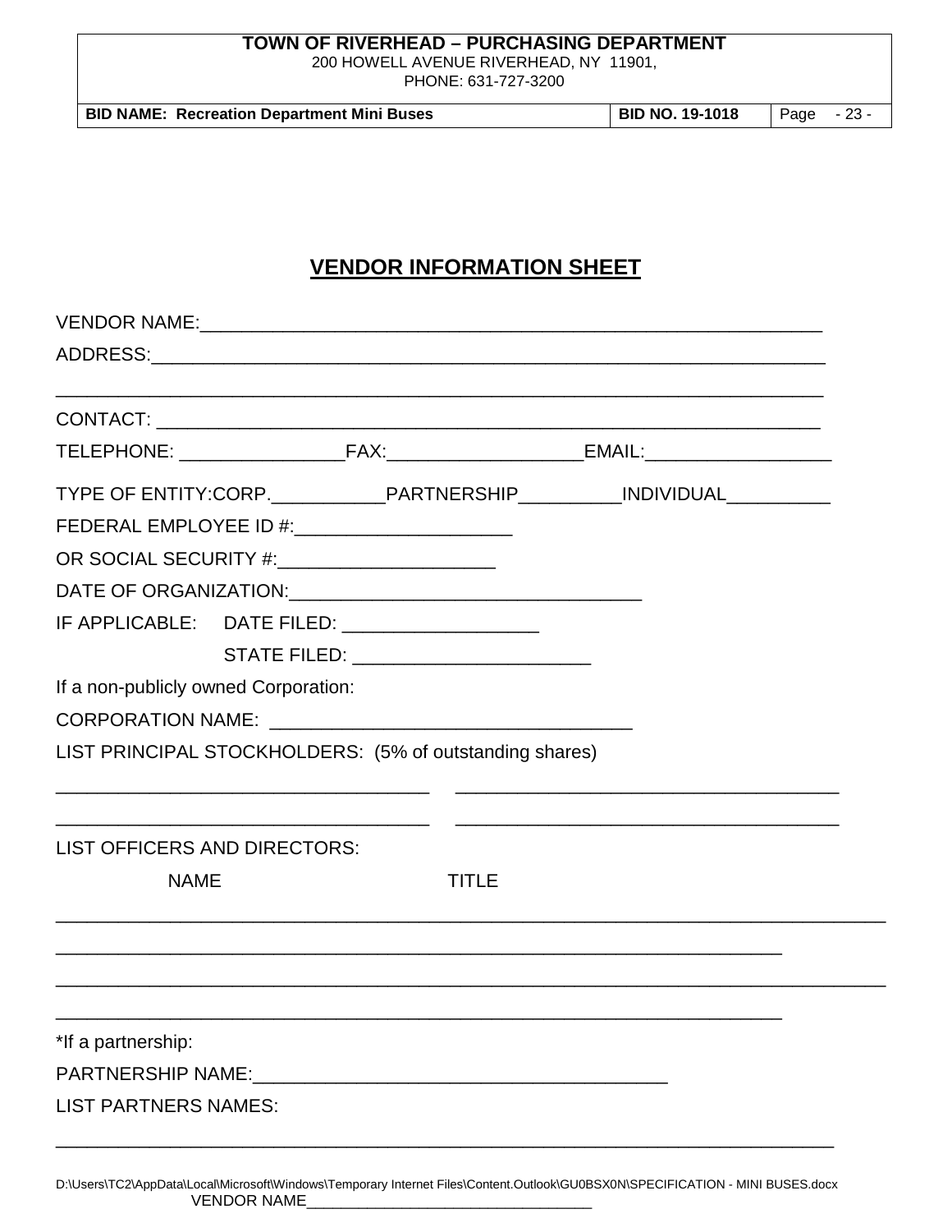# VENDOR INFORMATION SHEET

VENDOR NAME:___________________________________________________________

ADDRESS:_______________________________________________________________

______________________________________________________________________

CONTACT: ______________________________________________________________

TELEPHONE: ________________FAX:___________________EMAIL:__________________

TYPE OF ENTITY:CORP.___________PARTNERSHIP__________INDIVIDUAL__________

FEDERAL EMPLOYEE ID #:_____________________

OR SOCIAL SECURITY #:_____________________

DATE OF ORGANIZATION:_________________________________

IF APPLICABLE: DATE FILED: ___________________

STATE FILED: _______________________

If a non-publicly owned Corporation:

CORPORATION NAME: ___________________________________

LIST PRINCIPAL STOCKHOLDERS: (5% of outstanding shares)

___________________________________ ___________________________________

___________________________________ ___________________________________

LIST OFFICERS AND DIRECTORS:

NAME TITLE

______________________________________________________________________________

____________________________________________________________________

______________________________________________________________________________

____________________________________________________________________

*If a partnership:

PARTNERSHIP NAME:_______________________________________

LIST PARTNERS NAMES:

_________________________________________________________________________

D:\Users\TC2\AppData\Local\Microsoft\Windows\Temporary Internet Files\Content.Outlook\GU0BSX0N\SPECIFICATION - MINI BUSES.docx

VENDOR NAME________________________________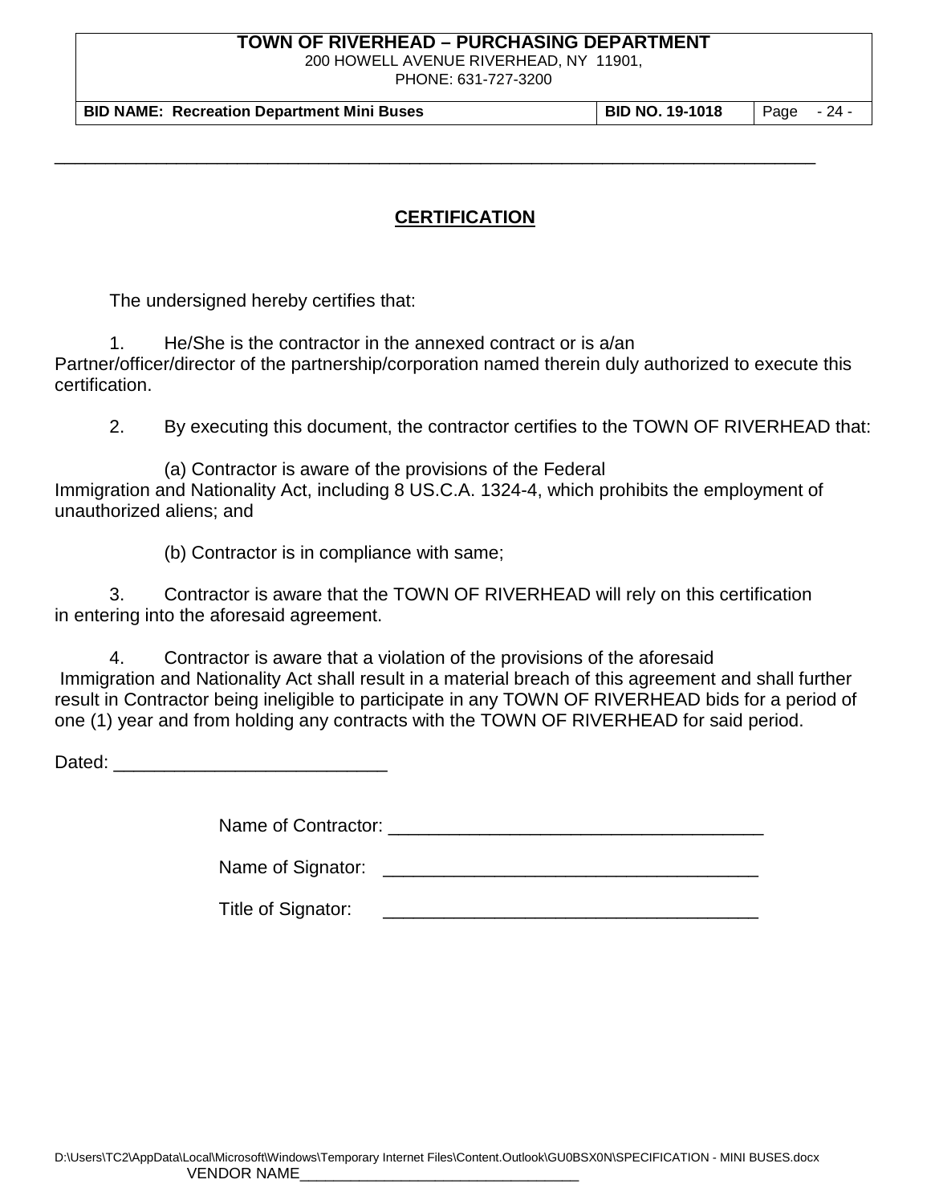## CERTIFICATION

The undersigned hereby certifies that:

1. He/She is the contractor in the annexed contract or is a/an Partner/officer/director of the partnership/corporation named therein duly authorized to execute this certification.

2. By executing this document, the contractor certifies to the TOWN OF RIVERHEAD that:

   (a) Contractor is aware of the provisions of the Federal Immigration and Nationality Act, including 8 US.C.A. 1324-4, which prohibits the employment of unauthorized aliens; and

   (b) Contractor is in compliance with same;

3. Contractor is aware that the TOWN OF RIVERHEAD will rely on this certification in entering into the aforesaid agreement.

4. Contractor is aware that a violation of the provisions of the aforesaid Immigration and Nationality Act shall result in a material breach of this agreement and shall further result in Contractor being ineligible to participate in any TOWN OF RIVERHEAD bids for a period of one (1) year and from holding any contracts with the TOWN OF RIVERHEAD for said period.

Dated: ___________________________

Name of Contractor: _____________________________________

Name of Signator: _____________________________________

Title of Signator: _____________________________________

VENDOR NAME________________________________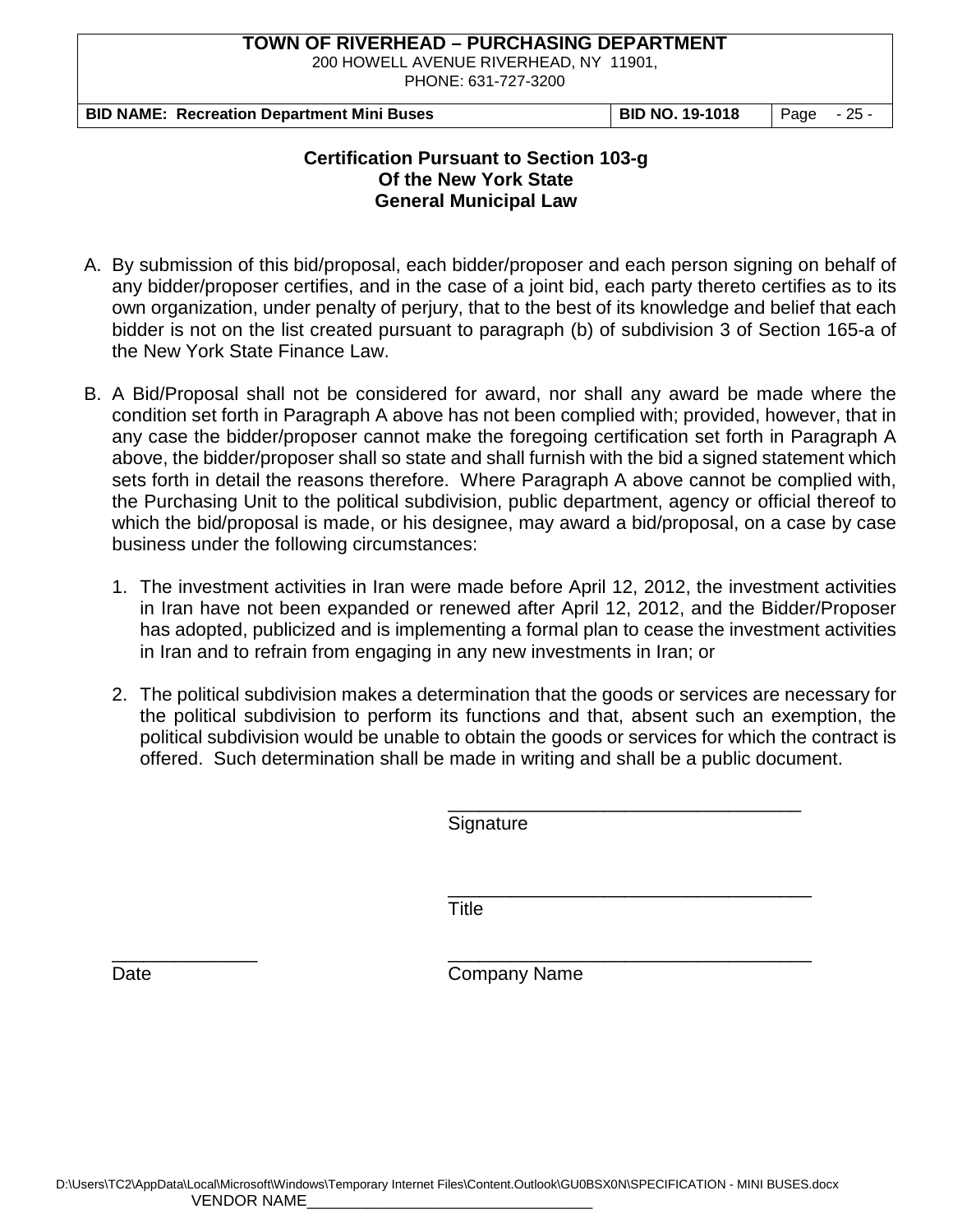## Certification Pursuant to Section 103-g
## Of the New York State
## General Municipal Law

A. By submission of this bid/proposal, each bidder/proposer and each person signing on behalf of any bidder/proposer certifies, and in the case of a joint bid, each party thereto certifies as to its own organization, under penalty of perjury, that to the best of its knowledge and belief that each bidder is not on the list created pursuant to paragraph (b) of subdivision 3 of Section 165-a of the New York State Finance Law.

B. A Bid/Proposal shall not be considered for award, nor shall any award be made where the condition set forth in Paragraph A above has not been complied with; provided, however, that in any case the bidder/proposer cannot make the foregoing certification set forth in Paragraph A above, the bidder/proposer shall so state and shall furnish with the bid a signed statement which sets forth in detail the reasons therefore. Where Paragraph A above cannot be complied with, the Purchasing Unit to the political subdivision, public department, agency or official thereof to which the bid/proposal is made, or his designee, may award a bid/proposal, on a case by case business under the following circumstances:

   1. The investment activities in Iran were made before April 12, 2012, the investment activities in Iran have not been expanded or renewed after April 12, 2012, and the Bidder/Proposer has adopted, publicized and is implementing a formal plan to cease the investment activities in Iran and to refrain from engaging in any new investments in Iran; or

   2. The political subdivision makes a determination that the goods or services are necessary for the political subdivision to perform its functions and that, absent such an exemption, the political subdivision would be unable to obtain the goods or services for which the contract is offered. Such determination shall be made in writing and shall be a public document.

___________________________________
Signature

___________________________________
Title

______________ ___________________________________
Date Company Name

VENDOR NAME________________________________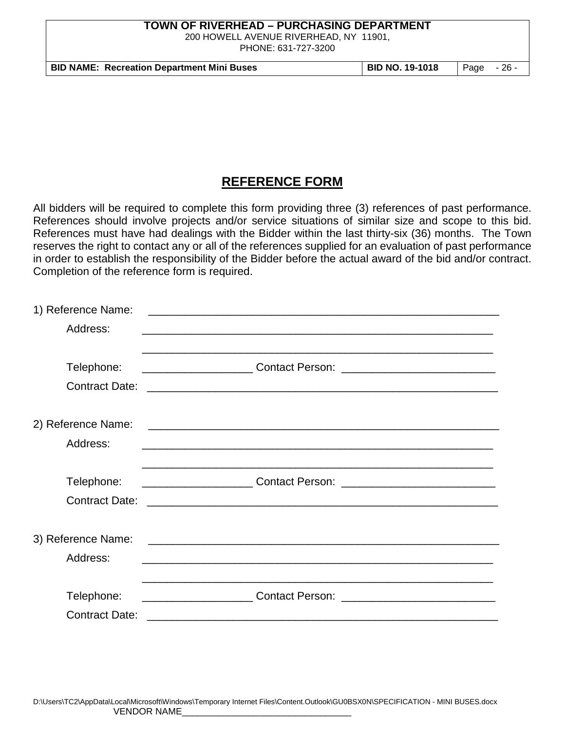# REFERENCE FORM

All bidders will be required to complete this form providing three (3) references of past performance. References should involve projects and/or service situations of similar size and scope to this bid. References must have had dealings with the Bidder within the last thirty-six (36) months. The Town reserves the right to contact any or all of the references supplied for an evaluation of past performance in order to establish the responsibility of the Bidder before the actual award of the bid and/or contract. Completion of the reference form is required.

1) Reference Name: ____________________________________________________________

Address: ____________________________________________________________

____________________________________________________________

Telephone: __________________ Contact Person: _________________________

Contract Date: ____________________________________________________________

2) Reference Name: ____________________________________________________________

Address: ____________________________________________________________

____________________________________________________________

Telephone: __________________ Contact Person: _________________________

Contract Date: ____________________________________________________________

3) Reference Name: ____________________________________________________________

Address: ____________________________________________________________

____________________________________________________________

Telephone: __________________ Contact Person: _________________________

Contract Date: ____________________________________________________________

VENDOR NAME________________________________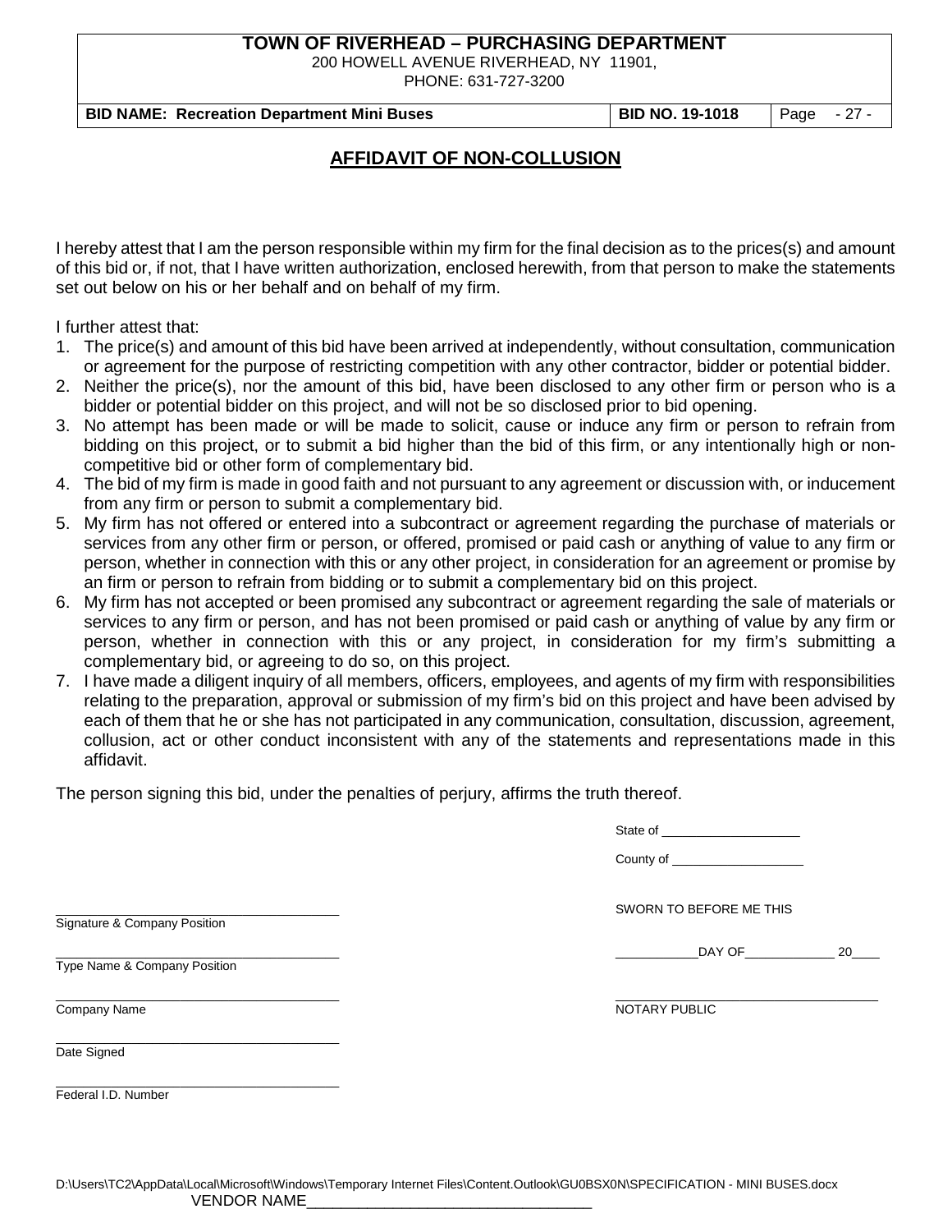**TOWN OF RIVERHEAD – PURCHASING DEPARTMENT**
200 HOWELL AVENUE RIVERHEAD, NY 11901,
PHONE: 631-727-3200

| **BID NAME: Recreation Department Mini Buses** | **BID NO. 19-1018** | Page - 27 - |
|---|---|---|

## AFFIDAVIT OF NON-COLLUSION

I hereby attest that I am the person responsible within my firm for the final decision as to the prices(s) and amount of this bid or, if not, that I have written authorization, enclosed herewith, from that person to make the statements set out below on his or her behalf and on behalf of my firm.

I further attest that:

1. The price(s) and amount of this bid have been arrived at independently, without consultation, communication or agreement for the purpose of restricting competition with any other contractor, bidder or potential bidder.
2. Neither the price(s), nor the amount of this bid, have been disclosed to any other firm or person who is a bidder or potential bidder on this project, and will not be so disclosed prior to bid opening.
3. No attempt has been made or will be made to solicit, cause or induce any firm or person to refrain from bidding on this project, or to submit a bid higher than the bid of this firm, or any intentionally high or non-competitive bid or other form of complementary bid.
4. The bid of my firm is made in good faith and not pursuant to any agreement or discussion with, or inducement from any firm or person to submit a complementary bid.
5. My firm has not offered or entered into a subcontract or agreement regarding the purchase of materials or services from any other firm or person, or offered, promised or paid cash or anything of value to any firm or person, whether in connection with this or any other project, in consideration for an agreement or promise by an firm or person to refrain from bidding or to submit a complementary bid on this project.
6. My firm has not accepted or been promised any subcontract or agreement regarding the sale of materials or services to any firm or person, and has not been promised or paid cash or anything of value by any firm or person, whether in connection with this or any project, in consideration for my firm's submitting a complementary bid, or agreeing to do so, on this project.
7. I have made a diligent inquiry of all members, officers, employees, and agents of my firm with responsibilities relating to the preparation, approval or submission of my firm's bid on this project and have been advised by each of them that he or she has not participated in any communication, consultation, discussion, agreement, collusion, act or other conduct inconsistent with any of the statements and representations made in this affidavit.

The person signing this bid, under the penalties of perjury, affirms the truth thereof.

State of ____________________

County of ___________________

SWORN TO BEFORE ME THIS

____________DAY OF_____________ 20____

____________________________________
NOTARY PUBLIC

____________________________________
Signature & Company Position

____________________________________
Type Name & Company Position

____________________________________
Company Name

____________________________________
Date Signed

____________________________________
Federal I.D. Number

D:\Users\TC2\AppData\Local\Microsoft\Windows\Temporary Internet Files\Content.Outlook\GU0BSX0N\SPECIFICATION - MINI BUSES.docx
VENDOR NAME_________________________________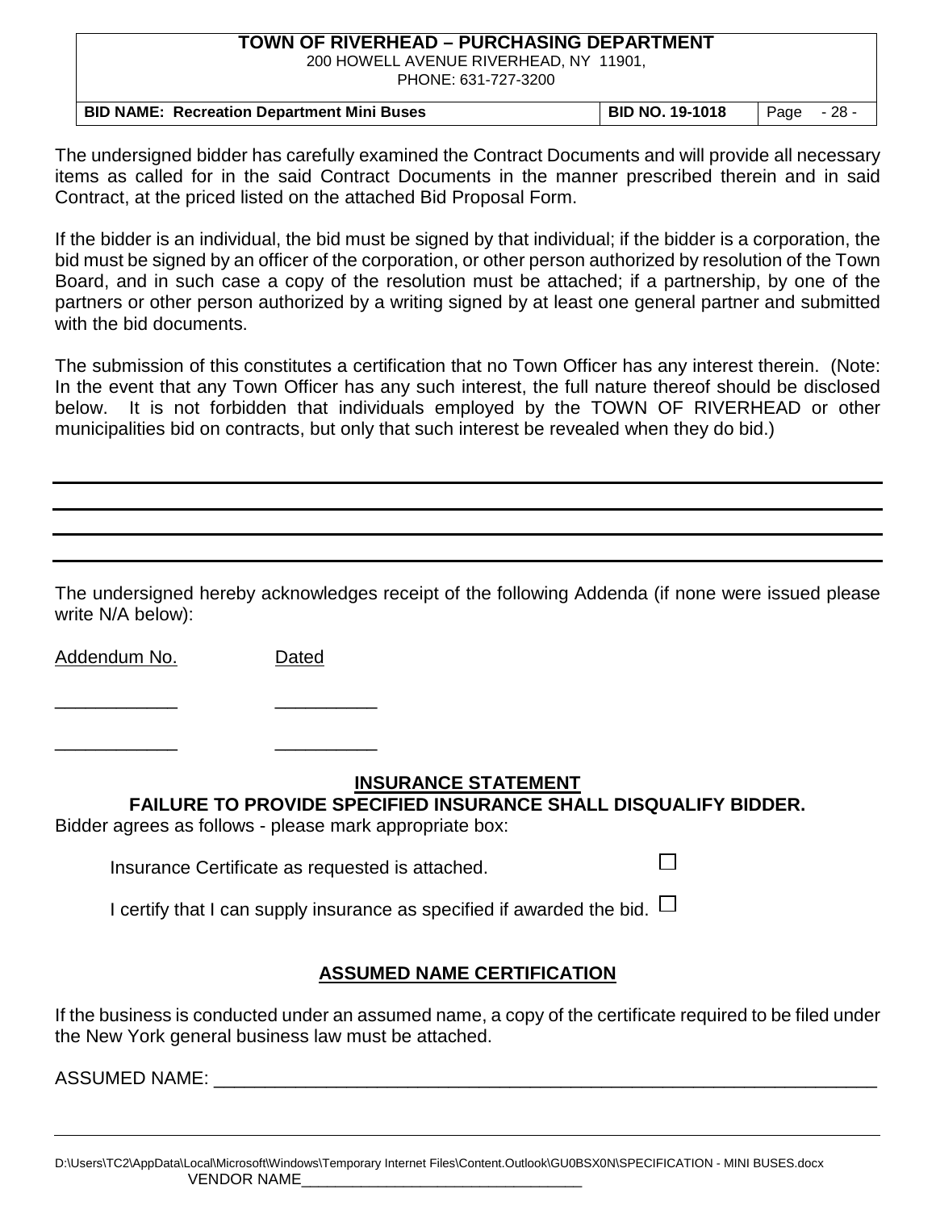The undersigned bidder has carefully examined the Contract Documents and will provide all necessary items as called for in the said Contract Documents in the manner prescribed therein and in said Contract, at the priced listed on the attached Bid Proposal Form.

If the bidder is an individual, the bid must be signed by that individual; if the bidder is a corporation, the bid must be signed by an officer of the corporation, or other person authorized by resolution of the Town Board, and in such case a copy of the resolution must be attached; if a partnership, by one of the partners or other person authorized by a writing signed by at least one general partner and submitted with the bid documents.

The submission of this constitutes a certification that no Town Officer has any interest therein. (Note: In the event that any Town Officer has any such interest, the full nature thereof should be disclosed below. It is not forbidden that individuals employed by the TOWN OF RIVERHEAD or other municipalities bid on contracts, but only that such interest be revealed when they do bid.)

______________________________________________________________________________

______________________________________________________________________________

______________________________________________________________________________

______________________________________________________________________________

The undersigned hereby acknowledges receipt of the following Addenda (if none were issued please write N/A below):

Addendum No. &nbsp;&nbsp;&nbsp;&nbsp;&nbsp;&nbsp;&nbsp;&nbsp; Dated

____________ &nbsp;&nbsp;&nbsp;&nbsp;&nbsp;&nbsp; __________

____________ &nbsp;&nbsp;&nbsp;&nbsp;&nbsp;&nbsp; __________

## INSURANCE STATEMENT

**FAILURE TO PROVIDE SPECIFIED INSURANCE SHALL DISQUALIFY BIDDER.**

Bidder agrees as follows - please mark appropriate box:

Insurance Certificate as requested is attached. ☐

I certify that I can supply insurance as specified if awarded the bid. ☐

## ASSUMED NAME CERTIFICATION

If the business is conducted under an assumed name, a copy of the certificate required to be filed under the New York general business law must be attached.

ASSUMED NAME: ____________________________________________________________

VENDOR NAME________________________________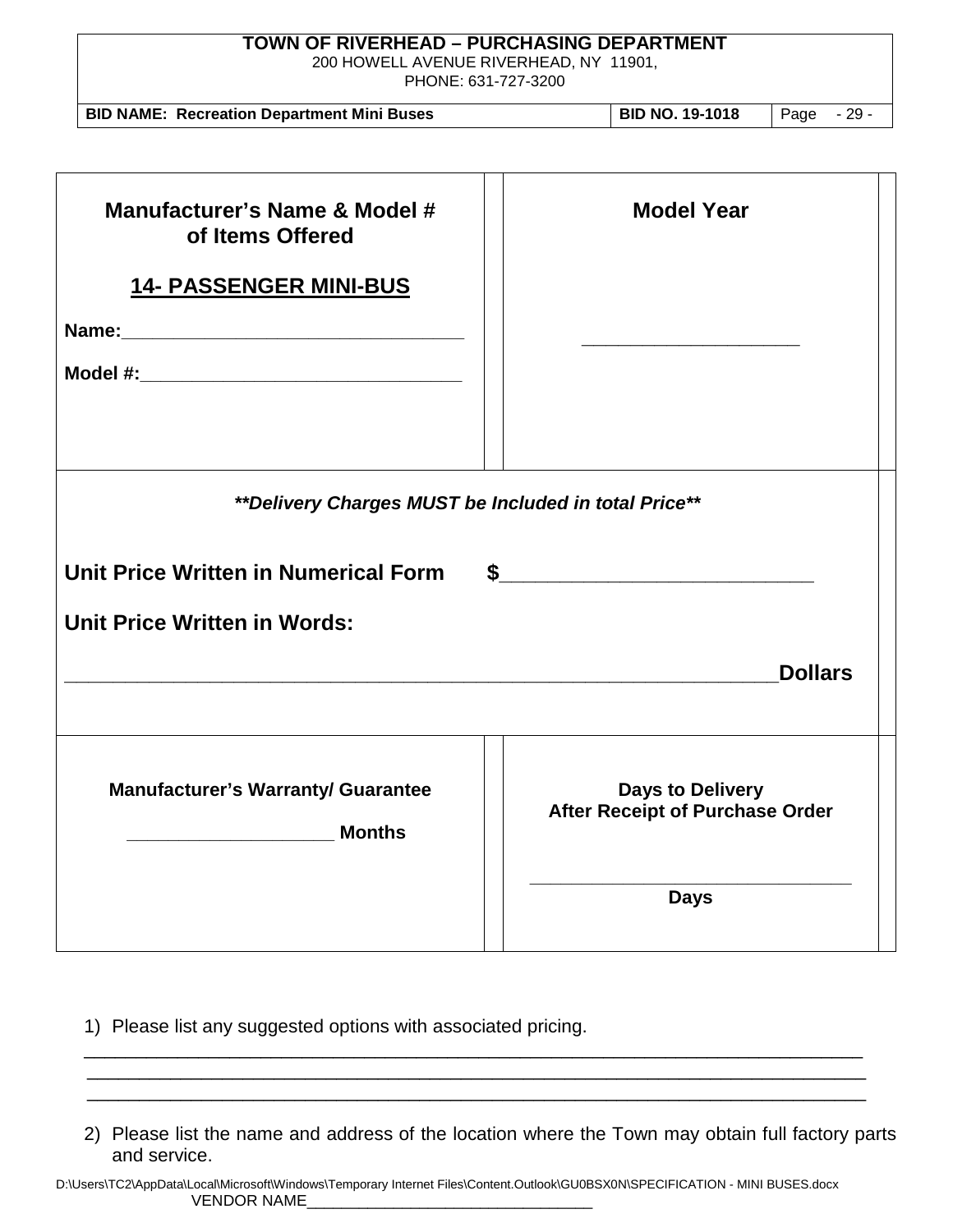| **Manufacturer's Name & Model # of Items Offered**<br><br>**14- PASSENGER MINI-BUS**<br><br>**Name:**_______________________________<br><br>**Model #:**_____________________________ | **Model Year**<br><br>_____________________ |
|---|---|
| ***Delivery Charges MUST be Included in total Price***<br><br>**Unit Price Written in Numerical Form $**_________________________<br><br>**Unit Price Written in Words:**<br><br>___________________________________________________________**Dollars** | |
| **Manufacturer's Warranty/ Guarantee**<br><br>__________________ **Months** | **Days to Delivery After Receipt of Purchase Order**<br><br>______________________________<br>**Days** |

1) Please list any suggested options with associated pricing.

_____________________________________________________________________________
_____________________________________________________________________________
_____________________________________________________________________________

2) Please list the name and address of the location where the Town may obtain full factory parts and service.

D:\Users\TC2\AppData\Local\Microsoft\Windows\Temporary Internet Files\Content.Outlook\GU0BSX0N\SPECIFICATION - MINI BUSES.docx
VENDOR NAME_______________________________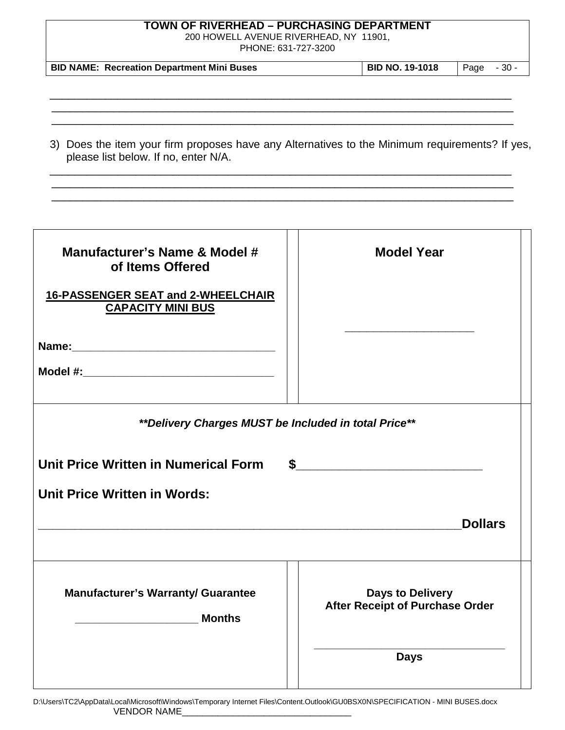\_\_\_\_\_\_\_\_\_\_\_\_\_\_\_\_\_\_\_\_\_\_\_\_\_\_\_\_\_\_\_\_\_\_\_\_\_\_\_\_\_\_\_\_\_\_\_\_\_\_\_\_\_\_\_\_\_\_\_\_\_\_\_\_\_\_\_\_\_\_\_\_\_\_\_\_
\_\_\_\_\_\_\_\_\_\_\_\_\_\_\_\_\_\_\_\_\_\_\_\_\_\_\_\_\_\_\_\_\_\_\_\_\_\_\_\_\_\_\_\_\_\_\_\_\_\_\_\_\_\_\_\_\_\_\_\_\_\_\_\_\_\_\_\_\_\_\_\_\_\_\_\_
\_\_\_\_\_\_\_\_\_\_\_\_\_\_\_\_\_\_\_\_\_\_\_\_\_\_\_\_\_\_\_\_\_\_\_\_\_\_\_\_\_\_\_\_\_\_\_\_\_\_\_\_\_\_\_\_\_\_\_\_\_\_\_\_\_\_\_\_\_\_\_\_\_\_\_\_

3) Does the item your firm proposes have any Alternatives to the Minimum requirements? If yes, please list below. If no, enter N/A.

\_\_\_\_\_\_\_\_\_\_\_\_\_\_\_\_\_\_\_\_\_\_\_\_\_\_\_\_\_\_\_\_\_\_\_\_\_\_\_\_\_\_\_\_\_\_\_\_\_\_\_\_\_\_\_\_\_\_\_\_\_\_\_\_\_\_\_\_\_\_\_\_\_\_\_\_
\_\_\_\_\_\_\_\_\_\_\_\_\_\_\_\_\_\_\_\_\_\_\_\_\_\_\_\_\_\_\_\_\_\_\_\_\_\_\_\_\_\_\_\_\_\_\_\_\_\_\_\_\_\_\_\_\_\_\_\_\_\_\_\_\_\_\_\_\_\_\_\_\_\_\_\_
\_\_\_\_\_\_\_\_\_\_\_\_\_\_\_\_\_\_\_\_\_\_\_\_\_\_\_\_\_\_\_\_\_\_\_\_\_\_\_\_\_\_\_\_\_\_\_\_\_\_\_\_\_\_\_\_\_\_\_\_\_\_\_\_\_\_\_\_\_\_\_\_\_\_\_\_

| Manufacturer's Name & Model # of Items Offered | Model Year |
|---|---|
| **16-PASSENGER SEAT and 2-WHEELCHAIR CAPACITY MINI BUS**<br><br>**Name:**\_\_\_\_\_\_\_\_\_\_\_\_\_\_\_\_\_\_\_\_\_\_\_\_\_\_\_\_\_\_<br><br>**Model #:**\_\_\_\_\_\_\_\_\_\_\_\_\_\_\_\_\_\_\_\_\_\_\_\_\_\_\_\_ | \_\_\_\_\_\_\_\_\_\_\_\_\_\_\_\_\_\_\_\_ |

***\*\*Delivery Charges MUST be Included in total Price\*\****

**Unit Price Written in Numerical Form $**\_\_\_\_\_\_\_\_\_\_\_\_\_\_\_\_\_\_\_\_\_\_\_\_\_\_\_

**Unit Price Written in Words:**

\_\_\_\_\_\_\_\_\_\_\_\_\_\_\_\_\_\_\_\_\_\_\_\_\_\_\_\_\_\_\_\_\_\_\_\_\_\_\_\_\_\_\_\_\_\_\_\_\_\_\_\_\_\_\_\_\_\_\_\_\_\_**Dollars**

| Manufacturer's Warranty/ Guarantee | Days to Delivery After Receipt of Purchase Order |
|---|---|
| \_\_\_\_\_\_\_\_\_\_\_\_\_\_\_\_\_\_\_\_ **Months** | \_\_\_\_\_\_\_\_\_\_\_\_\_\_\_\_\_\_\_\_\_\_\_\_\_\_\_\_\_\_<br>**Days** |

VENDOR NAME\_\_\_\_\_\_\_\_\_\_\_\_\_\_\_\_\_\_\_\_\_\_\_\_\_\_\_\_\_\_\_\_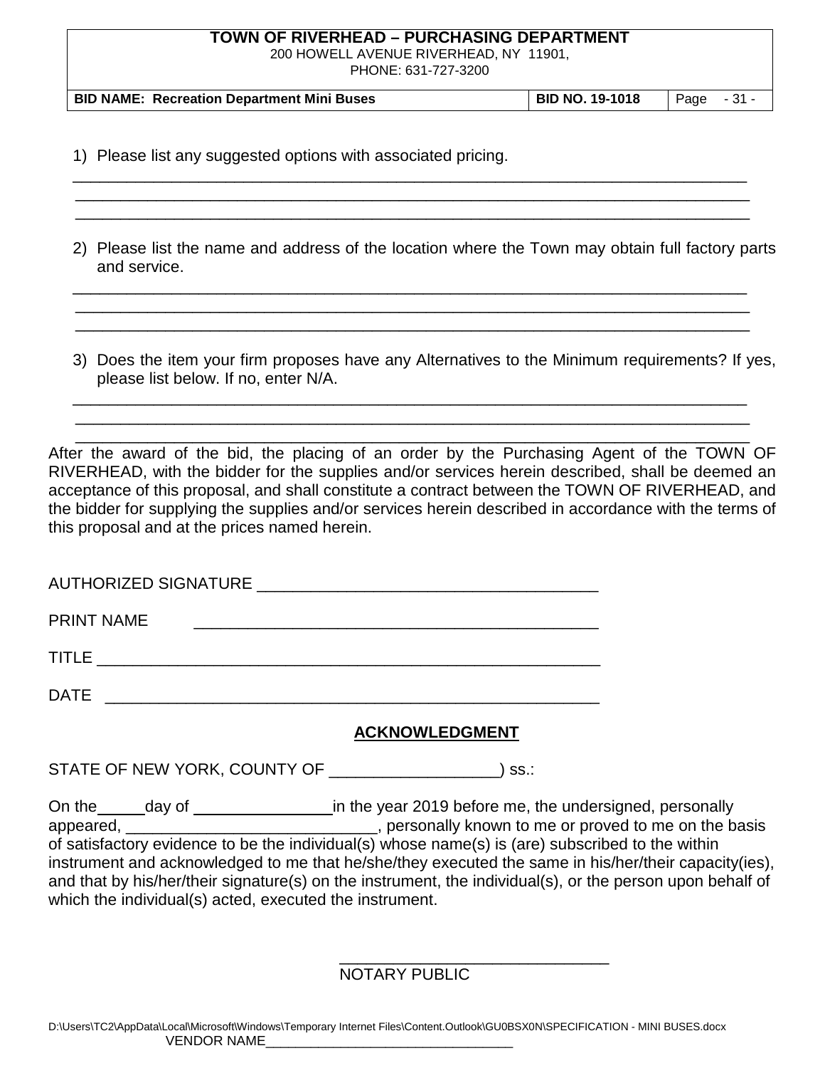1) Please list any suggested options with associated pricing.

_______________________________________________________________________________
_______________________________________________________________________________
_______________________________________________________________________________

2) Please list the name and address of the location where the Town may obtain full factory parts and service.

_______________________________________________________________________________
_______________________________________________________________________________
_______________________________________________________________________________

3) Does the item your firm proposes have any Alternatives to the Minimum requirements? If yes, please list below. If no, enter N/A.

_______________________________________________________________________________
_______________________________________________________________________________
_______________________________________________________________________________

After the award of the bid, the placing of an order by the Purchasing Agent of the TOWN OF RIVERHEAD, with the bidder for the supplies and/or services herein described, shall be deemed an acceptance of this proposal, and shall constitute a contract between the TOWN OF RIVERHEAD, and the bidder for supplying the supplies and/or services herein described in accordance with the terms of this proposal and at the prices named herein.

AUTHORIZED SIGNATURE _______________________________________

PRINT NAME _______________________________________

TITLE _______________________________________________________

DATE _______________________________________________________

**ACKNOWLEDGMENT**

STATE OF NEW YORK, COUNTY OF ___________________) ss.:

On the_____day of _______________in the year 2019 before me, the undersigned, personally appeared, ____________________________, personally known to me or proved to me on the basis of satisfactory evidence to be the individual(s) whose name(s) is (are) subscribed to the within instrument and acknowledged to me that he/she/they executed the same in his/her/their capacity(ies), and that by his/her/their signature(s) on the instrument, the individual(s), or the person upon behalf of which the individual(s) acted, executed the instrument.

______________________________
NOTARY PUBLIC

VENDOR NAME________________________________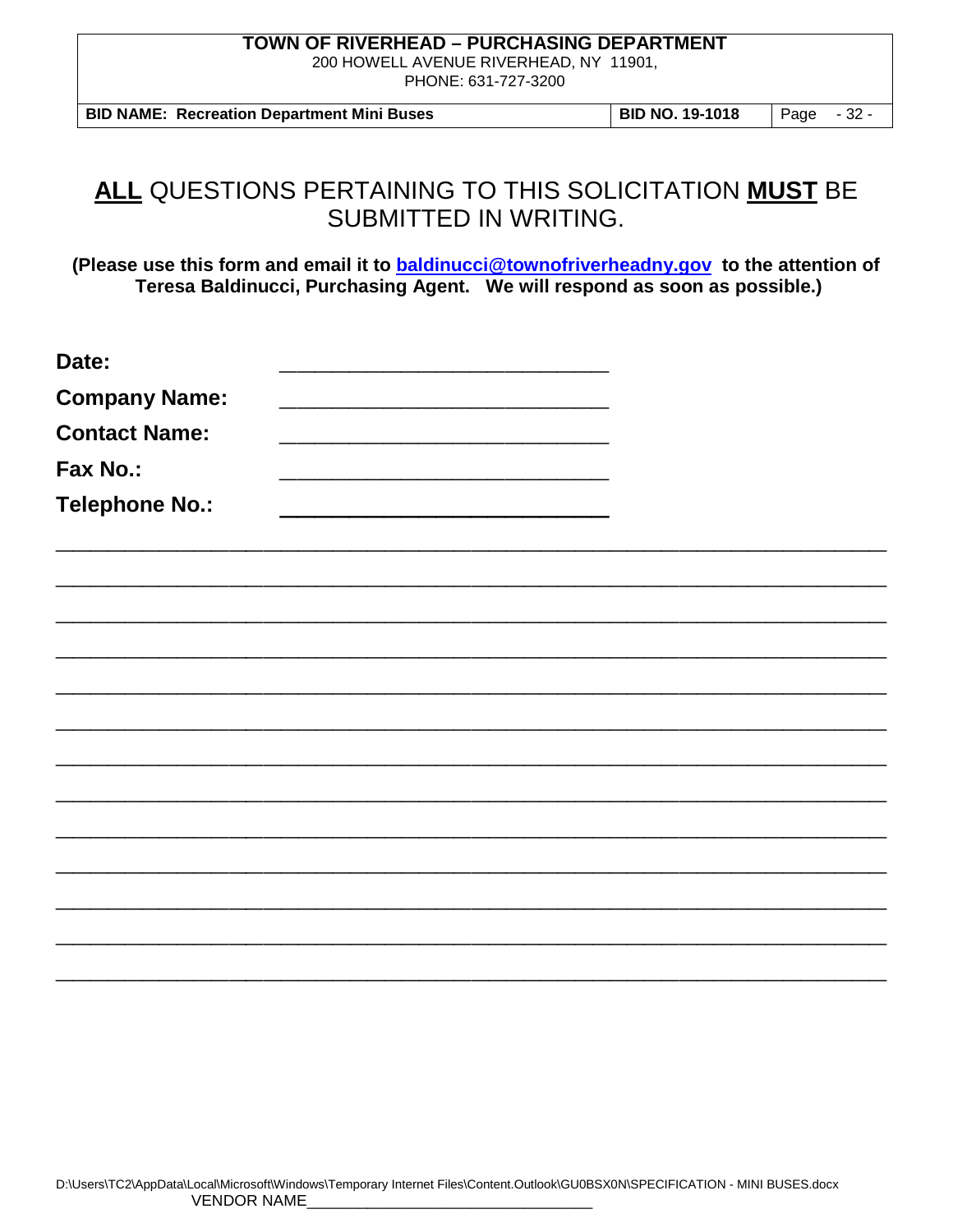# **ALL** QUESTIONS PERTAINING TO THIS SOLICITATION **MUST** BE SUBMITTED IN WRITING.

**(Please use this form and email it to baldinucci@townofriverheadny.gov to the attention of Teresa Baldinucci, Purchasing Agent. We will respond as soon as possible.)**

**Date:** ______________________________

**Company Name:** ______________________________

**Contact Name:** ______________________________

**Fax No.:** ______________________________

**Telephone No.:** ______________________________

______________________________________________________________________________

______________________________________________________________________________

______________________________________________________________________________

______________________________________________________________________________

______________________________________________________________________________

______________________________________________________________________________

______________________________________________________________________________

______________________________________________________________________________

______________________________________________________________________________

______________________________________________________________________________

______________________________________________________________________________

______________________________________________________________________________

______________________________________________________________________________

VENDOR NAME________________________________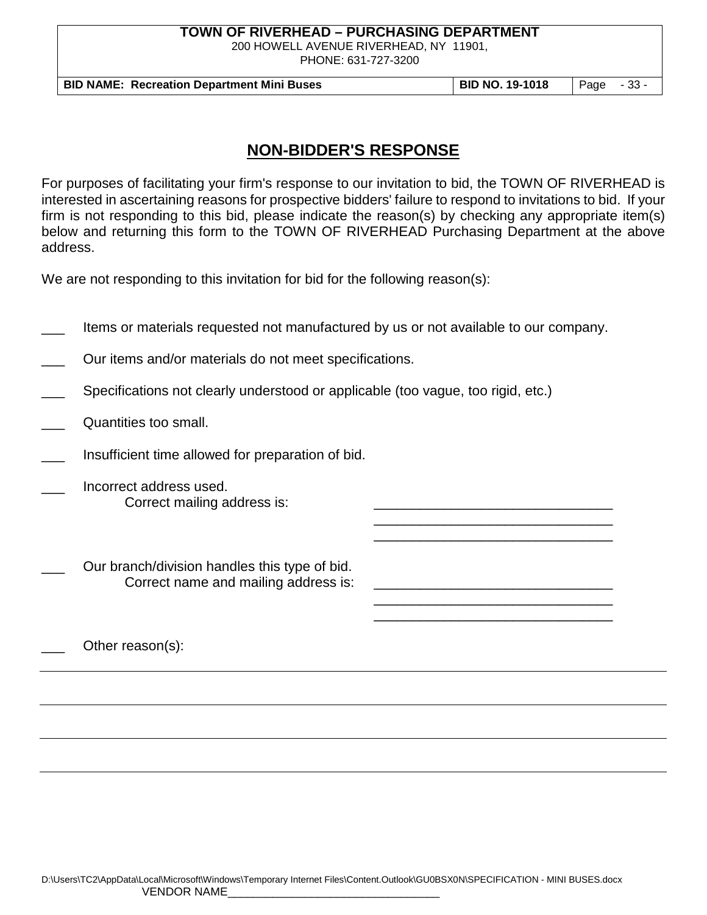## NON-BIDDER'S RESPONSE

For purposes of facilitating your firm's response to our invitation to bid, the TOWN OF RIVERHEAD is interested in ascertaining reasons for prospective bidders' failure to respond to invitations to bid. If your firm is not responding to this bid, please indicate the reason(s) by checking any appropriate item(s) below and returning this form to the TOWN OF RIVERHEAD Purchasing Department at the above address.

We are not responding to this invitation for bid for the following reason(s):

___ Items or materials requested not manufactured by us or not available to our company.

___ Our items and/or materials do not meet specifications.

___ Specifications not clearly understood or applicable (too vague, too rigid, etc.)

___ Quantities too small.

___ Insufficient time allowed for preparation of bid.

___ Incorrect address used.
Correct mailing address is: ________________________________
________________________________
________________________________

___ Our branch/division handles this type of bid.
Correct name and mailing address is: ________________________________
________________________________
________________________________

___ Other reason(s):

________________________________________________________________________________

________________________________________________________________________________

________________________________________________________________________________

________________________________________________________________________________

D:\Users\TC2\AppData\Local\Microsoft\Windows\Temporary Internet Files\Content.Outlook\GU0BSX0N\SPECIFICATION - MINI BUSES.docx
VENDOR NAME________________________________